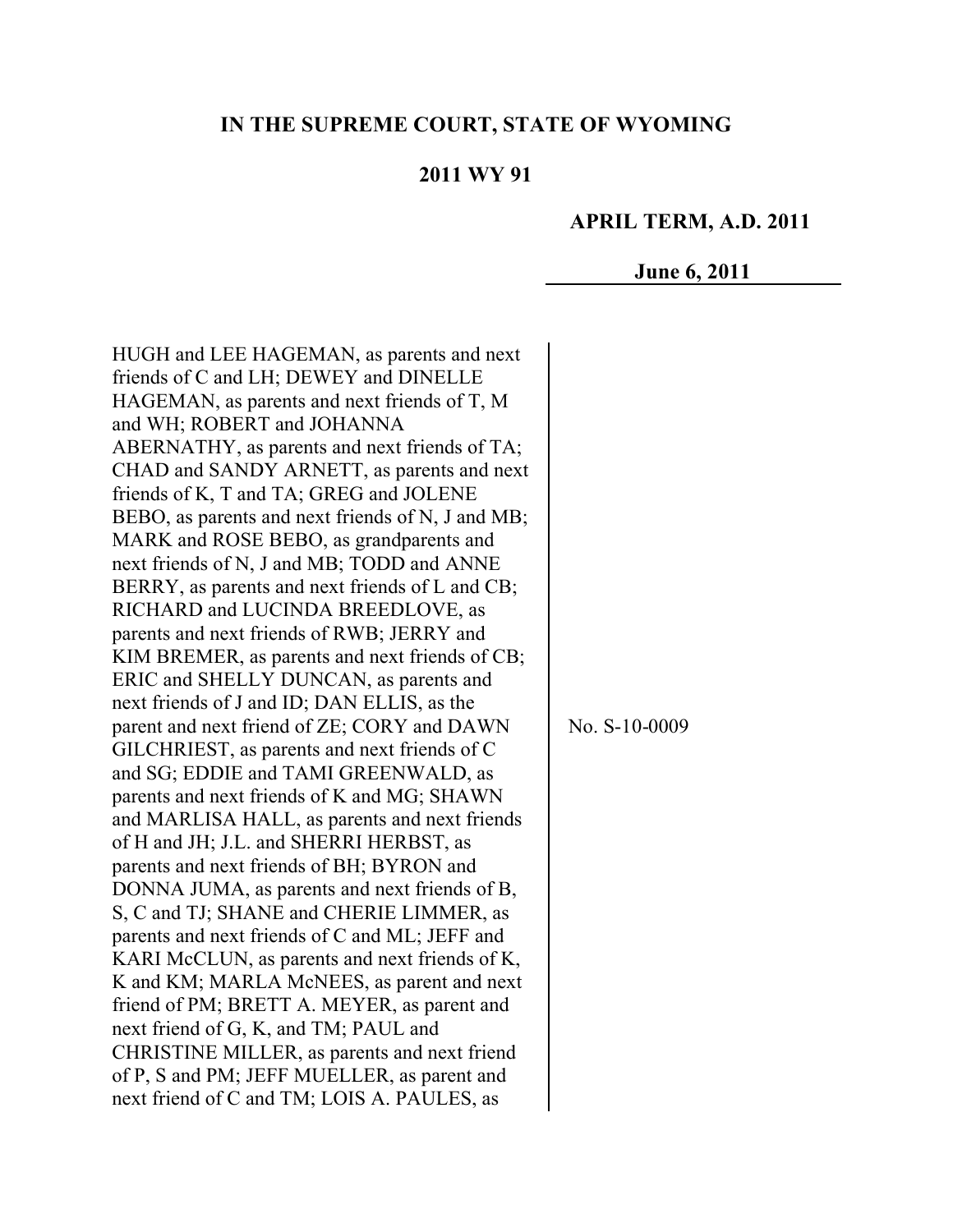**IN THE SUPREME COURT, STATE OF WYOMING**

**2011 WY 91**

**APRIL TERM, A.D. 2011**

**June 6, 2011**

HUGH and LEE HAGEMAN, as parents and next friends of C and LH; DEWEY and DINELLE HAGEMAN, as parents and next friends of T, M and WH; ROBERT and JOHANNA ABERNATHY, as parents and next friends of TA; CHAD and SANDY ARNETT, as parents and next friends of K, T and TA; GREG and JOLENE BEBO, as parents and next friends of N, J and MB; MARK and ROSE BEBO, as grandparents and next friends of N, J and MB; TODD and ANNE BERRY, as parents and next friends of L and CB; RICHARD and LUCINDA BREEDLOVE, as parents and next friends of RWB; JERRY and KIM BREMER, as parents and next friends of CB; ERIC and SHELLY DUNCAN, as parents and next friends of J and ID; DAN ELLIS, as the parent and next friend of ZE; CORY and DAWN GILCHRIEST, as parents and next friends of C and SG; EDDIE and TAMI GREENWALD, as parents and next friends of K and MG; SHAWN and MARLISA HALL, as parents and next friends of H and JH; J.L. and SHERRI HERBST, as parents and next friends of BH; BYRON and DONNA JUMA, as parents and next friends of B, S, C and TJ; SHANE and CHERIE LIMMER, as parents and next friends of C and ML; JEFF and KARI McCLUN, as parents and next friends of K, K and KM; MARLA McNEES, as parent and next friend of PM; BRETT A. MEYER, as parent and next friend of G, K, and TM; PAUL and CHRISTINE MILLER, as parents and next friend of P, S and PM; JEFF MUELLER, as parent and next friend of C and TM; LOIS A. PAULES, as

No. S-10-0009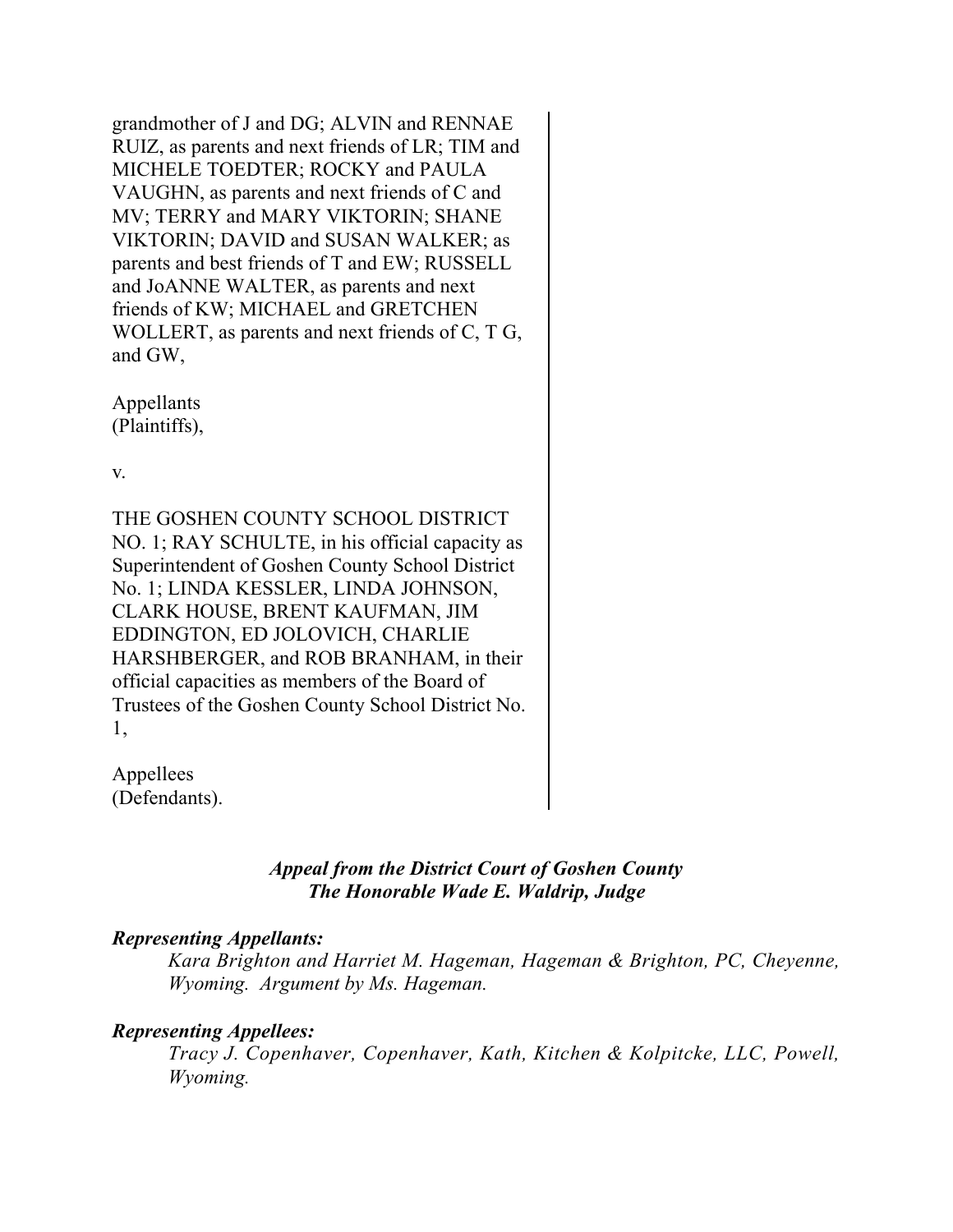grandmother of J and DG; ALVIN and RENNAE RUIZ, as parents and next friends of LR; TIM and MICHELE TOEDTER; ROCKY and PAULA VAUGHN, as parents and next friends of C and MV; TERRY and MARY VIKTORIN; SHANE VIKTORIN; DAVID and SUSAN WALKER; as parents and best friends of T and EW; RUSSELL and JoANNE WALTER, as parents and next friends of KW; MICHAEL and GRETCHEN WOLLERT, as parents and next friends of C, T G, and GW,

Appellants
(Plaintiffs),

v.

THE GOSHEN COUNTY SCHOOL DISTRICT NO. 1; RAY SCHULTE, in his official capacity as Superintendent of Goshen County School District No. 1; LINDA KESSLER, LINDA JOHNSON, CLARK HOUSE, BRENT KAUFMAN, JIM EDDINGTON, ED JOLOVICH, CHARLIE HARSHBERGER, and ROB BRANHAM, in their official capacities as members of the Board of Trustees of the Goshen County School District No. 1,

Appellees
(Defendants).

*Appeal from the District Court of Goshen County*
*The Honorable Wade E. Waldrip, Judge*

***Representing Appellants:***

*Kara Brighton and Harriet M. Hageman, Hageman & Brighton, PC, Cheyenne, Wyoming. Argument by Ms. Hageman.*

***Representing Appellees:***

*Tracy J. Copenhaver, Copenhaver, Kath, Kitchen & Kolpitcke, LLC, Powell, Wyoming.*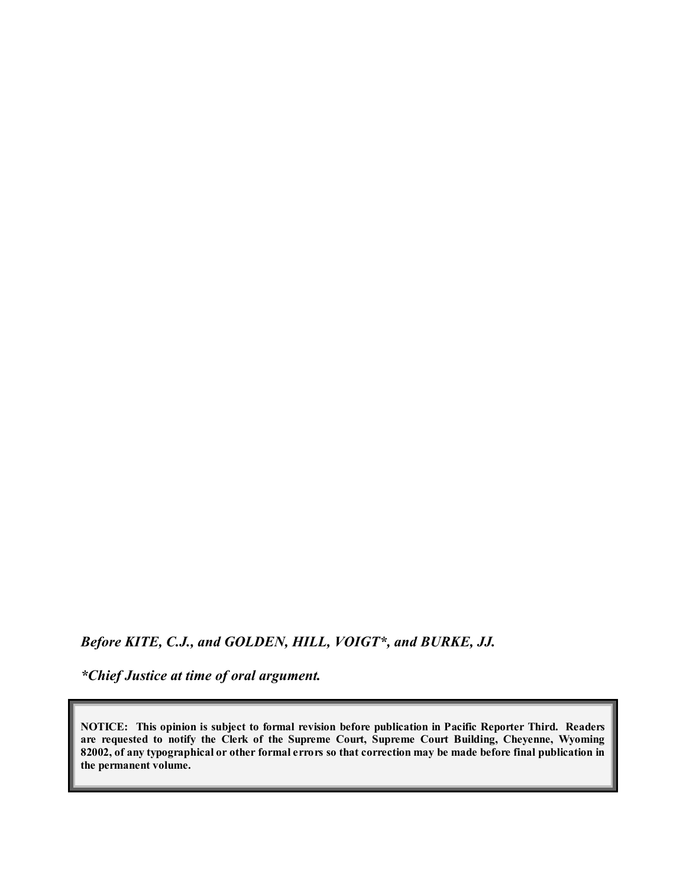*Before KITE, C.J., and GOLDEN, HILL, VOIGT*, and BURKE, JJ.*

**Chief Justice at time of oral argument.*

**NOTICE: This opinion is subject to formal revision before publication in Pacific Reporter Third. Readers are requested to notify the Clerk of the Supreme Court, Supreme Court Building, Cheyenne, Wyoming 82002, of any typographical or other formal errors so that correction may be made before final publication in the permanent volume.**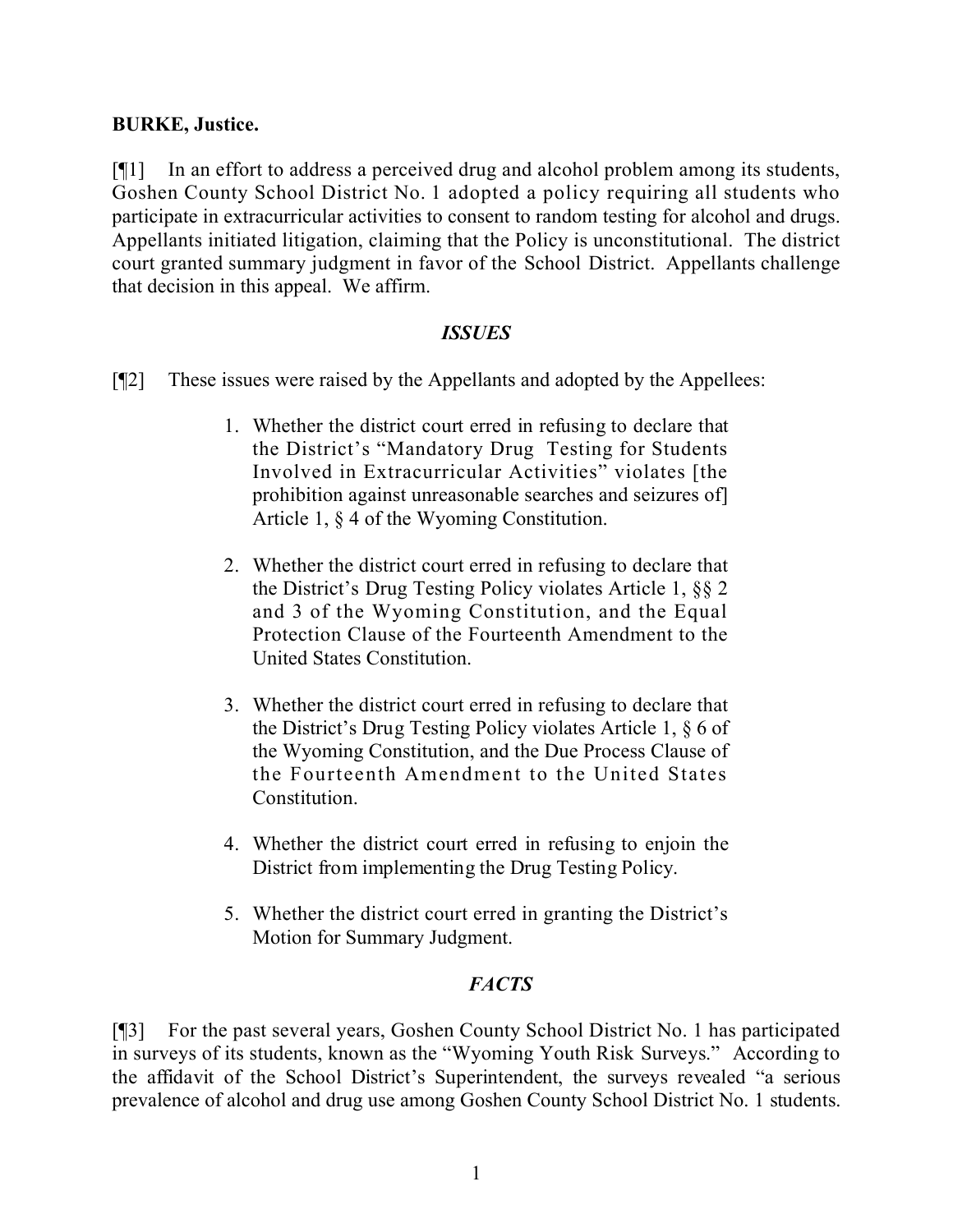**BURKE, Justice.**

[¶1] In an effort to address a perceived drug and alcohol problem among its students, Goshen County School District No. 1 adopted a policy requiring all students who participate in extracurricular activities to consent to random testing for alcohol and drugs. Appellants initiated litigation, claiming that the Policy is unconstitutional. The district court granted summary judgment in favor of the School District. Appellants challenge that decision in this appeal. We affirm.

## *ISSUES*

[¶2] These issues were raised by the Appellants and adopted by the Appellees:

> 1. Whether the district court erred in refusing to declare that the District's "Mandatory Drug Testing for Students Involved in Extracurricular Activities" violates [the prohibition against unreasonable searches and seizures of] Article 1, § 4 of the Wyoming Constitution.
>
> 2. Whether the district court erred in refusing to declare that the District's Drug Testing Policy violates Article 1, §§ 2 and 3 of the Wyoming Constitution, and the Equal Protection Clause of the Fourteenth Amendment to the United States Constitution.
>
> 3. Whether the district court erred in refusing to declare that the District's Drug Testing Policy violates Article 1, § 6 of the Wyoming Constitution, and the Due Process Clause of the Fourteenth Amendment to the United States Constitution.
>
> 4. Whether the district court erred in refusing to enjoin the District from implementing the Drug Testing Policy.
>
> 5. Whether the district court erred in granting the District's Motion for Summary Judgment.

## *FACTS*

[¶3] For the past several years, Goshen County School District No. 1 has participated in surveys of its students, known as the "Wyoming Youth Risk Surveys." According to the affidavit of the School District's Superintendent, the surveys revealed "a serious prevalence of alcohol and drug use among Goshen County School District No. 1 students.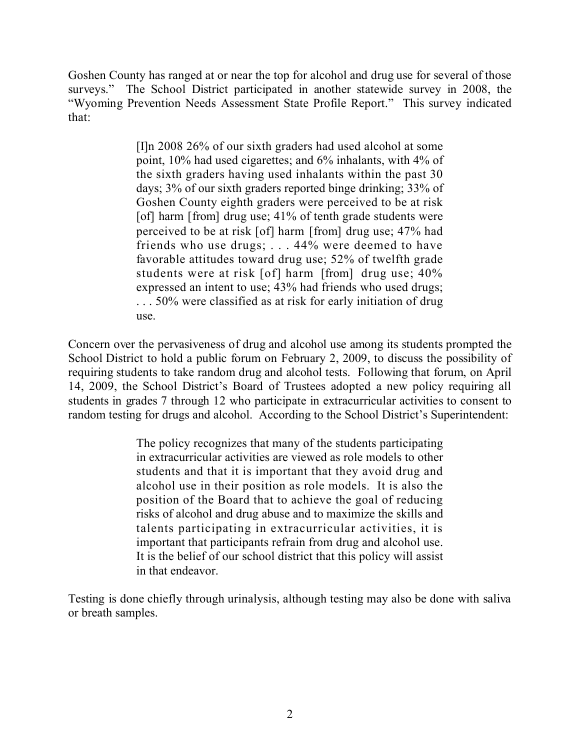Goshen County has ranged at or near the top for alcohol and drug use for several of those surveys." The School District participated in another statewide survey in 2008, the "Wyoming Prevention Needs Assessment State Profile Report." This survey indicated that:

> [I]n 2008 26% of our sixth graders had used alcohol at some point, 10% had used cigarettes; and 6% inhalants, with 4% of the sixth graders having used inhalants within the past 30 days; 3% of our sixth graders reported binge drinking; 33% of Goshen County eighth graders were perceived to be at risk [of] harm [from] drug use; 41% of tenth grade students were perceived to be at risk [of] harm [from] drug use; 47% had friends who use drugs; . . . 44% were deemed to have favorable attitudes toward drug use; 52% of twelfth grade students were at risk [of] harm [from] drug use; 40% expressed an intent to use; 43% had friends who used drugs; . . . 50% were classified as at risk for early initiation of drug use.

Concern over the pervasiveness of drug and alcohol use among its students prompted the School District to hold a public forum on February 2, 2009, to discuss the possibility of requiring students to take random drug and alcohol tests. Following that forum, on April 14, 2009, the School District's Board of Trustees adopted a new policy requiring all students in grades 7 through 12 who participate in extracurricular activities to consent to random testing for drugs and alcohol. According to the School District's Superintendent:

> The policy recognizes that many of the students participating in extracurricular activities are viewed as role models to other students and that it is important that they avoid drug and alcohol use in their position as role models. It is also the position of the Board that to achieve the goal of reducing risks of alcohol and drug abuse and to maximize the skills and talents participating in extracurricular activities, it is important that participants refrain from drug and alcohol use. It is the belief of our school district that this policy will assist in that endeavor.

Testing is done chiefly through urinalysis, although testing may also be done with saliva or breath samples.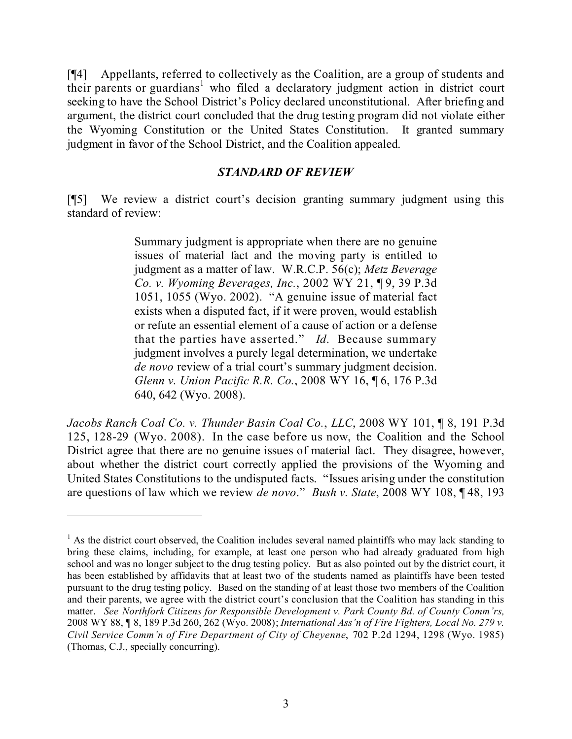[¶4] Appellants, referred to collectively as the Coalition, are a group of students and their parents or guardians[1] who filed a declaratory judgment action in district court seeking to have the School District's Policy declared unconstitutional. After briefing and argument, the district court concluded that the drug testing program did not violate either the Wyoming Constitution or the United States Constitution. It granted summary judgment in favor of the School District, and the Coalition appealed.

### *STANDARD OF REVIEW*

[¶5] We review a district court's decision granting summary judgment using this standard of review:

> Summary judgment is appropriate when there are no genuine issues of material fact and the moving party is entitled to judgment as a matter of law. W.R.C.P. 56(c); *Metz Beverage Co. v. Wyoming Beverages, Inc.*, 2002 WY 21, ¶ 9, 39 P.3d 1051, 1055 (Wyo. 2002). "A genuine issue of material fact exists when a disputed fact, if it were proven, would establish or refute an essential element of a cause of action or a defense that the parties have asserted." *Id*. Because summary judgment involves a purely legal determination, we undertake *de novo* review of a trial court's summary judgment decision. *Glenn v. Union Pacific R.R. Co.*, 2008 WY 16, ¶ 6, 176 P.3d 640, 642 (Wyo. 2008).

*Jacobs Ranch Coal Co. v. Thunder Basin Coal Co., LLC*, 2008 WY 101, ¶ 8, 191 P.3d 125, 128-29 (Wyo. 2008). In the case before us now, the Coalition and the School District agree that there are no genuine issues of material fact. They disagree, however, about whether the district court correctly applied the provisions of the Wyoming and United States Constitutions to the undisputed facts. "Issues arising under the constitution are questions of law which we review *de novo*." *Bush v. State*, 2008 WY 108, ¶ 48, 193

---

[1] As the district court observed, the Coalition includes several named plaintiffs who may lack standing to bring these claims, including, for example, at least one person who had already graduated from high school and was no longer subject to the drug testing policy. But as also pointed out by the district court, it has been established by affidavits that at least two of the students named as plaintiffs have been tested pursuant to the drug testing policy. Based on the standing of at least those two members of the Coalition and their parents, we agree with the district court's conclusion that the Coalition has standing in this matter. *See Northfork Citizens for Responsible Development v. Park County Bd. of County Comm'rs,* 2008 WY 88, ¶ 8, 189 P.3d 260, 262 (Wyo. 2008); *International Ass'n of Fire Fighters, Local No. 279 v. Civil Service Comm'n of Fire Department of City of Cheyenne*, 702 P.2d 1294, 1298 (Wyo. 1985) (Thomas, C.J., specially concurring).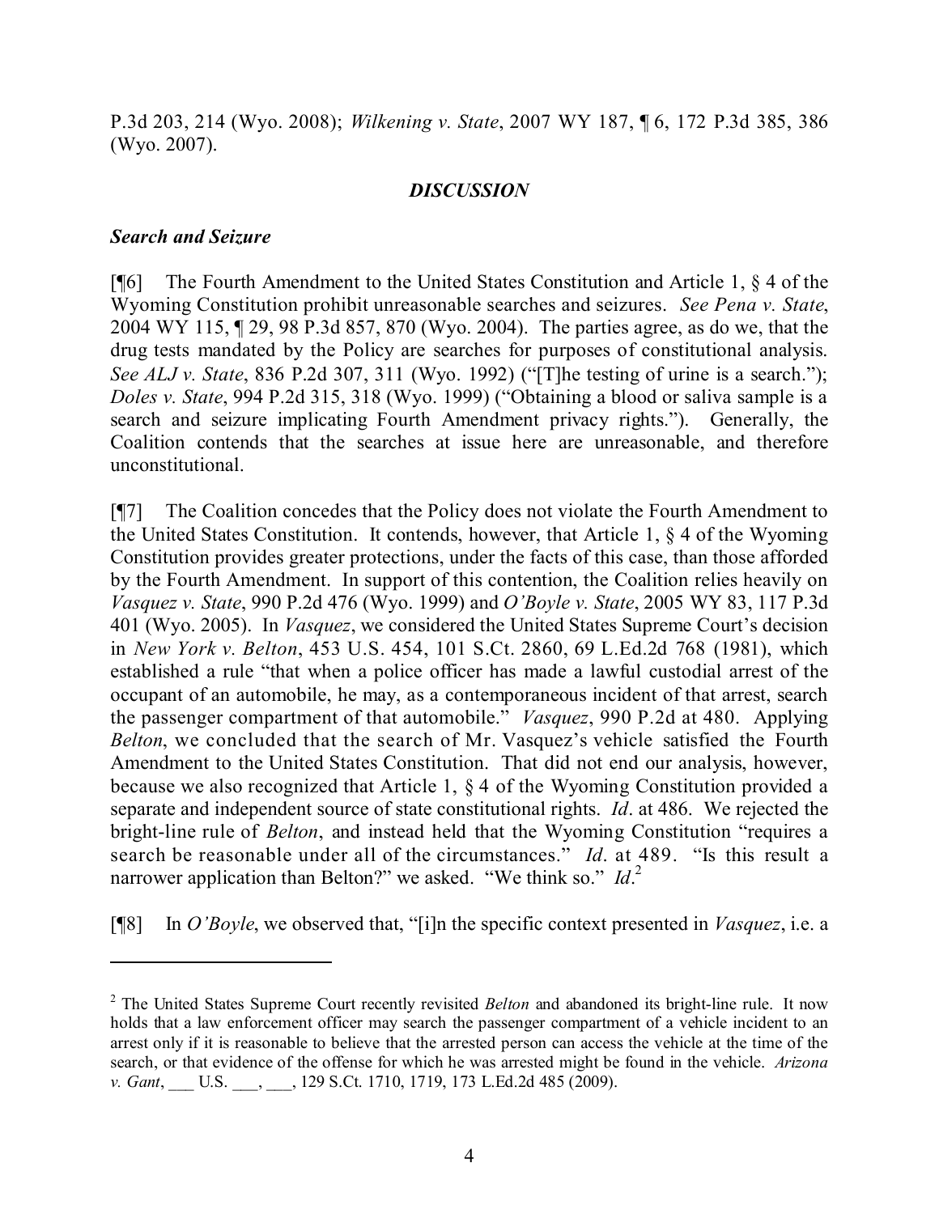P.3d 203, 214 (Wyo. 2008); *Wilkening v. State*, 2007 WY 187, ¶ 6, 172 P.3d 385, 386 (Wyo. 2007).

## *DISCUSSION*

### *Search and Seizure*

[¶6] The Fourth Amendment to the United States Constitution and Article 1, § 4 of the Wyoming Constitution prohibit unreasonable searches and seizures. *See Pena v. State*, 2004 WY 115, ¶ 29, 98 P.3d 857, 870 (Wyo. 2004). The parties agree, as do we, that the drug tests mandated by the Policy are searches for purposes of constitutional analysis. *See ALJ v. State*, 836 P.2d 307, 311 (Wyo. 1992) ("[T]he testing of urine is a search."); *Doles v. State*, 994 P.2d 315, 318 (Wyo. 1999) ("Obtaining a blood or saliva sample is a search and seizure implicating Fourth Amendment privacy rights."). Generally, the Coalition contends that the searches at issue here are unreasonable, and therefore unconstitutional.

[¶7] The Coalition concedes that the Policy does not violate the Fourth Amendment to the United States Constitution. It contends, however, that Article 1, § 4 of the Wyoming Constitution provides greater protections, under the facts of this case, than those afforded by the Fourth Amendment. In support of this contention, the Coalition relies heavily on *Vasquez v. State*, 990 P.2d 476 (Wyo. 1999) and *O'Boyle v. State*, 2005 WY 83, 117 P.3d 401 (Wyo. 2005). In *Vasquez*, we considered the United States Supreme Court's decision in *New York v. Belton*, 453 U.S. 454, 101 S.Ct. 2860, 69 L.Ed.2d 768 (1981), which established a rule "that when a police officer has made a lawful custodial arrest of the occupant of an automobile, he may, as a contemporaneous incident of that arrest, search the passenger compartment of that automobile." *Vasquez*, 990 P.2d at 480. Applying *Belton*, we concluded that the search of Mr. Vasquez's vehicle satisfied the Fourth Amendment to the United States Constitution. That did not end our analysis, however, because we also recognized that Article 1, § 4 of the Wyoming Constitution provided a separate and independent source of state constitutional rights. *Id*. at 486. We rejected the bright-line rule of *Belton*, and instead held that the Wyoming Constitution "requires a search be reasonable under all of the circumstances." *Id*. at 489. "Is this result a narrower application than Belton?" we asked. "We think so." *Id*.[2]

[¶8] In *O'Boyle*, we observed that, "[i]n the specific context presented in *Vasquez*, i.e. a

---

[2] The United States Supreme Court recently revisited *Belton* and abandoned its bright-line rule. It now holds that a law enforcement officer may search the passenger compartment of a vehicle incident to an arrest only if it is reasonable to believe that the arrested person can access the vehicle at the time of the search, or that evidence of the offense for which he was arrested might be found in the vehicle. *Arizona v. Gant*, ___ U.S. ___, ___, 129 S.Ct. 1710, 1719, 173 L.Ed.2d 485 (2009).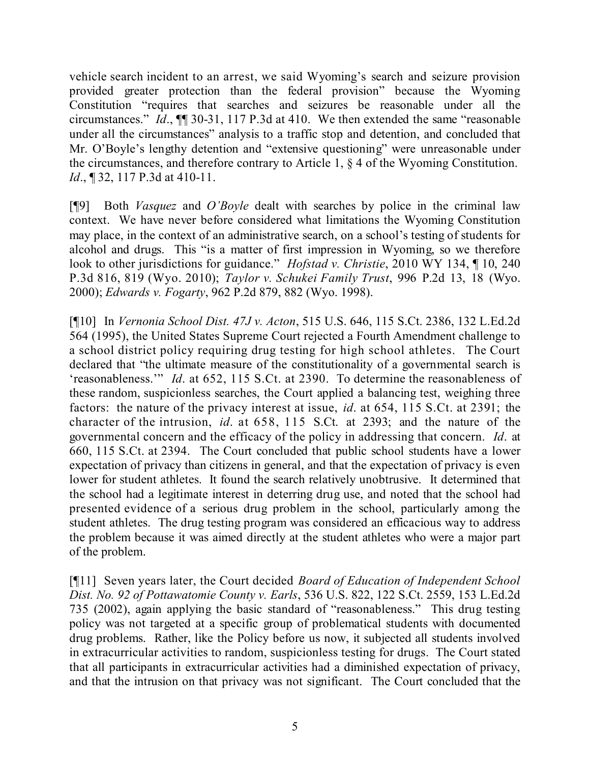vehicle search incident to an arrest, we said Wyoming's search and seizure provision provided greater protection than the federal provision" because the Wyoming Constitution "requires that searches and seizures be reasonable under all the circumstances." *Id*., ¶¶ 30-31, 117 P.3d at 410. We then extended the same "reasonable under all the circumstances" analysis to a traffic stop and detention, and concluded that Mr. O'Boyle's lengthy detention and "extensive questioning" were unreasonable under the circumstances, and therefore contrary to Article 1, § 4 of the Wyoming Constitution. *Id*., ¶ 32, 117 P.3d at 410-11.

[¶9] Both *Vasquez* and *O'Boyle* dealt with searches by police in the criminal law context. We have never before considered what limitations the Wyoming Constitution may place, in the context of an administrative search, on a school's testing of students for alcohol and drugs. This "is a matter of first impression in Wyoming, so we therefore look to other jurisdictions for guidance." *Hofstad v. Christie*, 2010 WY 134, ¶ 10, 240 P.3d 816, 819 (Wyo. 2010); *Taylor v. Schukei Family Trust*, 996 P.2d 13, 18 (Wyo. 2000); *Edwards v. Fogarty*, 962 P.2d 879, 882 (Wyo. 1998).

[¶10] In *Vernonia School Dist. 47J v. Acton*, 515 U.S. 646, 115 S.Ct. 2386, 132 L.Ed.2d 564 (1995), the United States Supreme Court rejected a Fourth Amendment challenge to a school district policy requiring drug testing for high school athletes. The Court declared that "the ultimate measure of the constitutionality of a governmental search is 'reasonableness.'" *Id*. at 652, 115 S.Ct. at 2390. To determine the reasonableness of these random, suspicionless searches, the Court applied a balancing test, weighing three factors: the nature of the privacy interest at issue, *id*. at 654, 115 S.Ct. at 2391; the character of the intrusion, *id*. at 658, 115 S.Ct. at 2393; and the nature of the governmental concern and the efficacy of the policy in addressing that concern. *Id*. at 660, 115 S.Ct. at 2394. The Court concluded that public school students have a lower expectation of privacy than citizens in general, and that the expectation of privacy is even lower for student athletes. It found the search relatively unobtrusive. It determined that the school had a legitimate interest in deterring drug use, and noted that the school had presented evidence of a serious drug problem in the school, particularly among the student athletes. The drug testing program was considered an efficacious way to address the problem because it was aimed directly at the student athletes who were a major part of the problem.

[¶11] Seven years later, the Court decided *Board of Education of Independent School Dist. No. 92 of Pottawatomie County v. Earls*, 536 U.S. 822, 122 S.Ct. 2559, 153 L.Ed.2d 735 (2002), again applying the basic standard of "reasonableness." This drug testing policy was not targeted at a specific group of problematical students with documented drug problems. Rather, like the Policy before us now, it subjected all students involved in extracurricular activities to random, suspicionless testing for drugs. The Court stated that all participants in extracurricular activities had a diminished expectation of privacy, and that the intrusion on that privacy was not significant. The Court concluded that the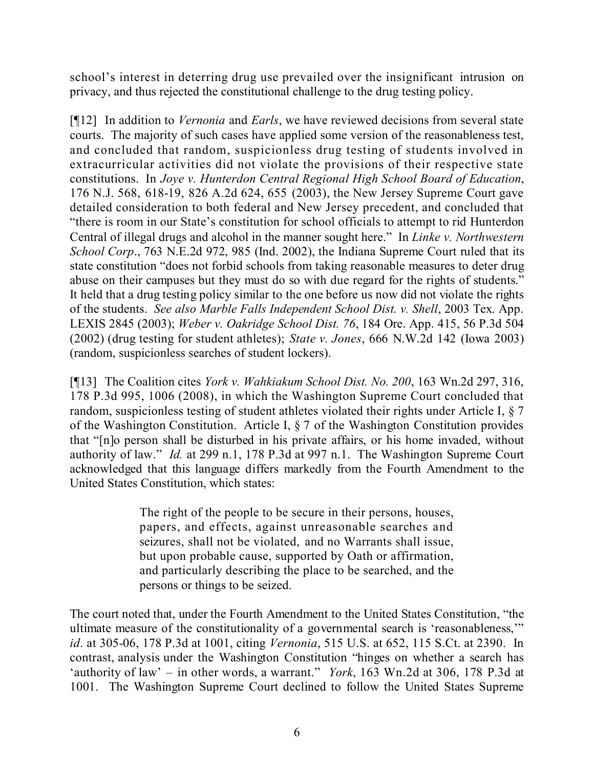school's interest in deterring drug use prevailed over the insignificant intrusion on privacy, and thus rejected the constitutional challenge to the drug testing policy.

[¶12] In addition to *Vernonia* and *Earls*, we have reviewed decisions from several state courts. The majority of such cases have applied some version of the reasonableness test, and concluded that random, suspicionless drug testing of students involved in extracurricular activities did not violate the provisions of their respective state constitutions. In *Joye v. Hunterdon Central Regional High School Board of Education*, 176 N.J. 568, 618-19, 826 A.2d 624, 655 (2003), the New Jersey Supreme Court gave detailed consideration to both federal and New Jersey precedent, and concluded that "there is room in our State's constitution for school officials to attempt to rid Hunterdon Central of illegal drugs and alcohol in the manner sought here." In *Linke v. Northwestern School Corp*., 763 N.E.2d 972, 985 (Ind. 2002), the Indiana Supreme Court ruled that its state constitution "does not forbid schools from taking reasonable measures to deter drug abuse on their campuses but they must do so with due regard for the rights of students." It held that a drug testing policy similar to the one before us now did not violate the rights of the students. *See also Marble Falls Independent School Dist. v. Shell*, 2003 Tex. App. LEXIS 2845 (2003); *Weber v. Oakridge School Dist. 76*, 184 Ore. App. 415, 56 P.3d 504 (2002) (drug testing for student athletes); *State v. Jones*, 666 N.W.2d 142 (Iowa 2003) (random, suspicionless searches of student lockers).

[¶13] The Coalition cites *York v. Wahkiakum School Dist. No. 200*, 163 Wn.2d 297, 316, 178 P.3d 995, 1006 (2008), in which the Washington Supreme Court concluded that random, suspicionless testing of student athletes violated their rights under Article I, § 7 of the Washington Constitution. Article I, § 7 of the Washington Constitution provides that "[n]o person shall be disturbed in his private affairs, or his home invaded, without authority of law." *Id.* at 299 n.1, 178 P.3d at 997 n.1. The Washington Supreme Court acknowledged that this language differs markedly from the Fourth Amendment to the United States Constitution, which states:

> The right of the people to be secure in their persons, houses, papers, and effects, against unreasonable searches and seizures, shall not be violated, and no Warrants shall issue, but upon probable cause, supported by Oath or affirmation, and particularly describing the place to be searched, and the persons or things to be seized.

The court noted that, under the Fourth Amendment to the United States Constitution, "the ultimate measure of the constitutionality of a governmental search is 'reasonableness,'" *id*. at 305-06, 178 P.3d at 1001, citing *Vernonia*, 515 U.S. at 652, 115 S.Ct. at 2390. In contrast, analysis under the Washington Constitution "hinges on whether a search has 'authority of law' – in other words, a warrant." *York*, 163 Wn.2d at 306, 178 P.3d at 1001. The Washington Supreme Court declined to follow the United States Supreme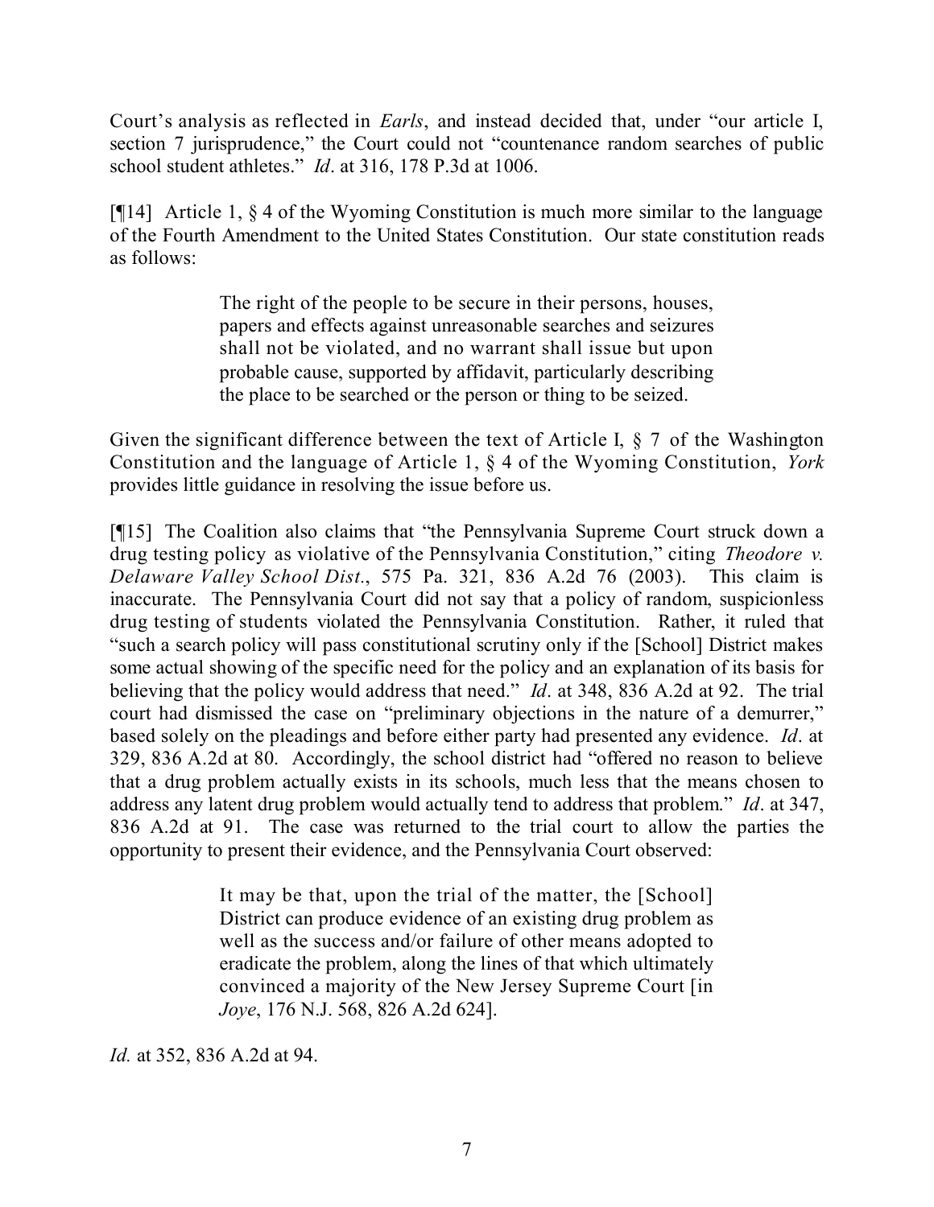Court's analysis as reflected in *Earls*, and instead decided that, under "our article I, section 7 jurisprudence," the Court could not "countenance random searches of public school student athletes." *Id*. at 316, 178 P.3d at 1006.

[¶14] Article 1, § 4 of the Wyoming Constitution is much more similar to the language of the Fourth Amendment to the United States Constitution. Our state constitution reads as follows:

> The right of the people to be secure in their persons, houses, papers and effects against unreasonable searches and seizures shall not be violated, and no warrant shall issue but upon probable cause, supported by affidavit, particularly describing the place to be searched or the person or thing to be seized.

Given the significant difference between the text of Article I, § 7 of the Washington Constitution and the language of Article 1, § 4 of the Wyoming Constitution, *York* provides little guidance in resolving the issue before us.

[¶15] The Coalition also claims that "the Pennsylvania Supreme Court struck down a drug testing policy as violative of the Pennsylvania Constitution," citing *Theodore v. Delaware Valley School Dist*., 575 Pa. 321, 836 A.2d 76 (2003). This claim is inaccurate. The Pennsylvania Court did not say that a policy of random, suspicionless drug testing of students violated the Pennsylvania Constitution. Rather, it ruled that "such a search policy will pass constitutional scrutiny only if the [School] District makes some actual showing of the specific need for the policy and an explanation of its basis for believing that the policy would address that need." *Id*. at 348, 836 A.2d at 92. The trial court had dismissed the case on "preliminary objections in the nature of a demurrer," based solely on the pleadings and before either party had presented any evidence. *Id*. at 329, 836 A.2d at 80. Accordingly, the school district had "offered no reason to believe that a drug problem actually exists in its schools, much less that the means chosen to address any latent drug problem would actually tend to address that problem." *Id*. at 347, 836 A.2d at 91. The case was returned to the trial court to allow the parties the opportunity to present their evidence, and the Pennsylvania Court observed:

> It may be that, upon the trial of the matter, the [School] District can produce evidence of an existing drug problem as well as the success and/or failure of other means adopted to eradicate the problem, along the lines of that which ultimately convinced a majority of the New Jersey Supreme Court [in *Joye*, 176 N.J. 568, 826 A.2d 624].

*Id.* at 352, 836 A.2d at 94.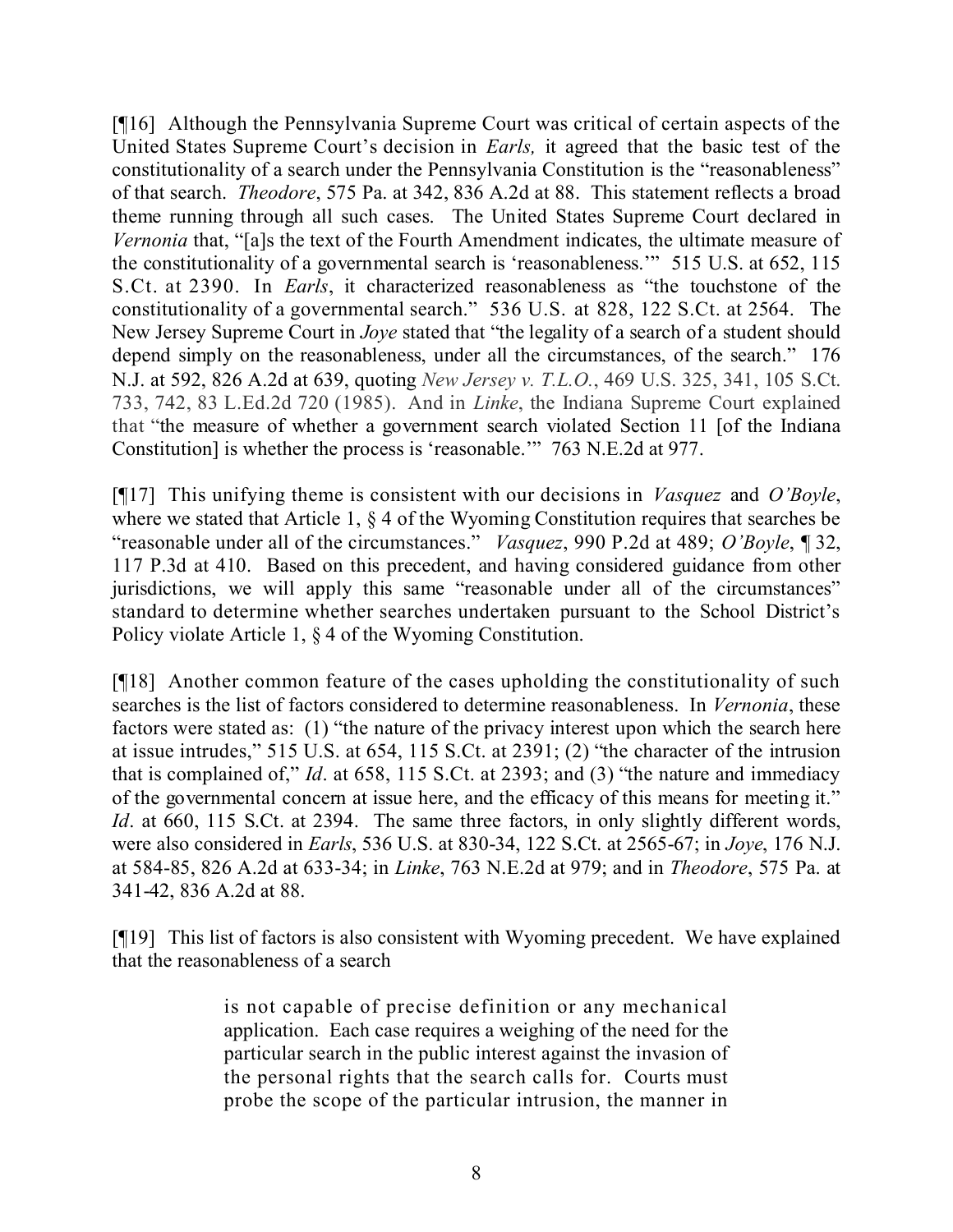[¶16] Although the Pennsylvania Supreme Court was critical of certain aspects of the United States Supreme Court's decision in *Earls,* it agreed that the basic test of the constitutionality of a search under the Pennsylvania Constitution is the "reasonableness" of that search. *Theodore*, 575 Pa. at 342, 836 A.2d at 88. This statement reflects a broad theme running through all such cases. The United States Supreme Court declared in *Vernonia* that, "[a]s the text of the Fourth Amendment indicates, the ultimate measure of the constitutionality of a governmental search is 'reasonableness.'" 515 U.S. at 652, 115 S.Ct. at 2390. In *Earls*, it characterized reasonableness as "the touchstone of the constitutionality of a governmental search." 536 U.S. at 828, 122 S.Ct. at 2564. The New Jersey Supreme Court in *Joye* stated that "the legality of a search of a student should depend simply on the reasonableness, under all the circumstances, of the search." 176 N.J. at 592, 826 A.2d at 639, quoting *New Jersey v. T.L.O.*, 469 U.S. 325, 341, 105 S.Ct. 733, 742, 83 L.Ed.2d 720 (1985). And in *Linke*, the Indiana Supreme Court explained that "the measure of whether a government search violated Section 11 [of the Indiana Constitution] is whether the process is 'reasonable.'" 763 N.E.2d at 977.

[¶17] This unifying theme is consistent with our decisions in *Vasquez* and *O'Boyle*, where we stated that Article 1, § 4 of the Wyoming Constitution requires that searches be "reasonable under all of the circumstances." *Vasquez*, 990 P.2d at 489; *O'Boyle*, ¶ 32, 117 P.3d at 410. Based on this precedent, and having considered guidance from other jurisdictions, we will apply this same "reasonable under all of the circumstances" standard to determine whether searches undertaken pursuant to the School District's Policy violate Article 1, § 4 of the Wyoming Constitution.

[¶18] Another common feature of the cases upholding the constitutionality of such searches is the list of factors considered to determine reasonableness. In *Vernonia*, these factors were stated as: (1) "the nature of the privacy interest upon which the search here at issue intrudes," 515 U.S. at 654, 115 S.Ct. at 2391; (2) "the character of the intrusion that is complained of," *Id*. at 658, 115 S.Ct. at 2393; and (3) "the nature and immediacy of the governmental concern at issue here, and the efficacy of this means for meeting it." *Id*. at 660, 115 S.Ct. at 2394. The same three factors, in only slightly different words, were also considered in *Earls*, 536 U.S. at 830-34, 122 S.Ct. at 2565-67; in *Joye*, 176 N.J. at 584-85, 826 A.2d at 633-34; in *Linke*, 763 N.E.2d at 979; and in *Theodore*, 575 Pa. at 341-42, 836 A.2d at 88.

[¶19] This list of factors is also consistent with Wyoming precedent. We have explained that the reasonableness of a search

> is not capable of precise definition or any mechanical application. Each case requires a weighing of the need for the particular search in the public interest against the invasion of the personal rights that the search calls for. Courts must probe the scope of the particular intrusion, the manner in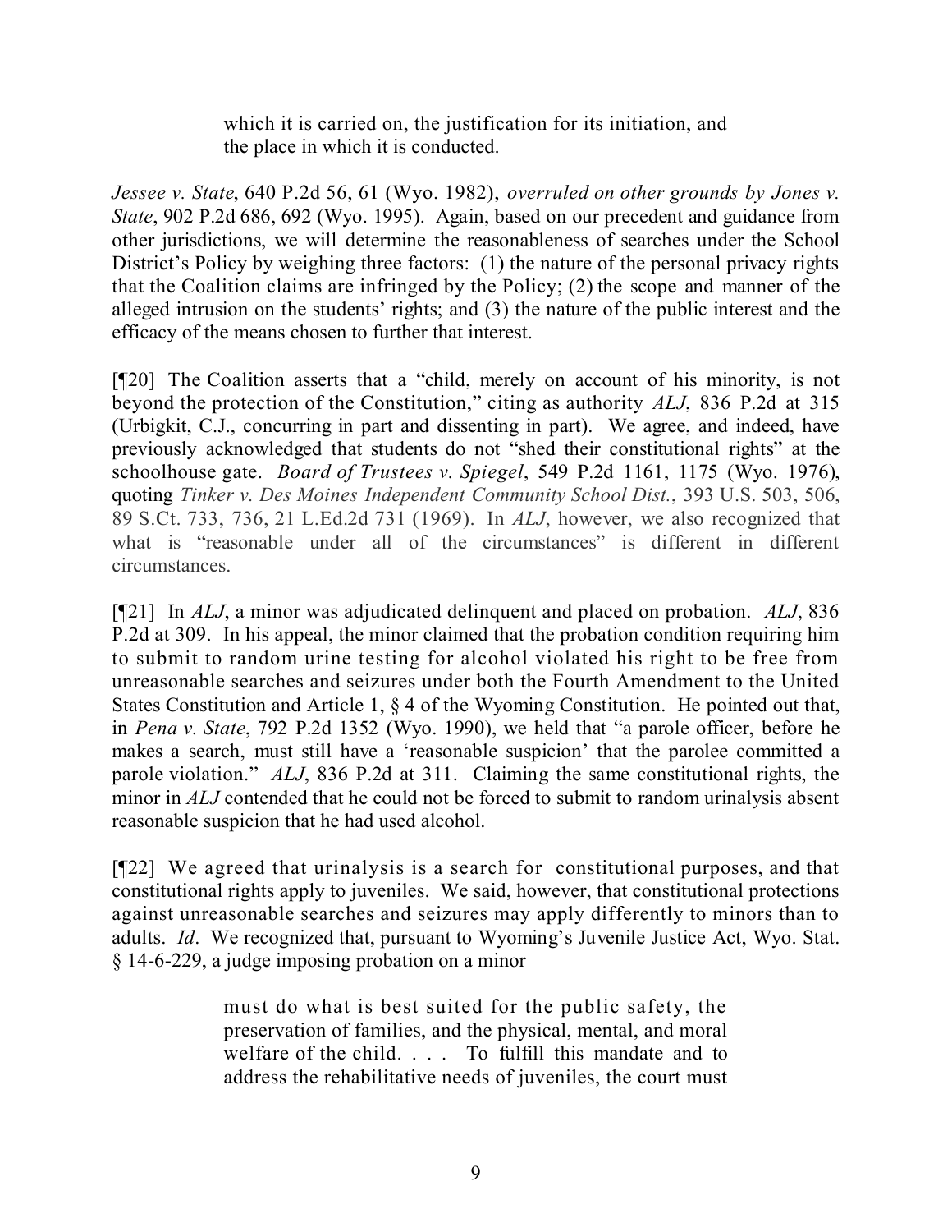> which it is carried on, the justification for its initiation, and the place in which it is conducted.

*Jessee v. State*, 640 P.2d 56, 61 (Wyo. 1982), *overruled on other grounds by Jones v. State*, 902 P.2d 686, 692 (Wyo. 1995). Again, based on our precedent and guidance from other jurisdictions, we will determine the reasonableness of searches under the School District's Policy by weighing three factors: (1) the nature of the personal privacy rights that the Coalition claims are infringed by the Policy; (2) the scope and manner of the alleged intrusion on the students' rights; and (3) the nature of the public interest and the efficacy of the means chosen to further that interest.

[¶20] The Coalition asserts that a "child, merely on account of his minority, is not beyond the protection of the Constitution," citing as authority *ALJ*, 836 P.2d at 315 (Urbigkit, C.J., concurring in part and dissenting in part). We agree, and indeed, have previously acknowledged that students do not "shed their constitutional rights" at the schoolhouse gate. *Board of Trustees v. Spiegel*, 549 P.2d 1161, 1175 (Wyo. 1976), quoting *Tinker v. Des Moines Independent Community School Dist.*, 393 U.S. 503, 506, 89 S.Ct. 733, 736, 21 L.Ed.2d 731 (1969). In *ALJ*, however, we also recognized that what is "reasonable under all of the circumstances" is different in different circumstances.

[¶21] In *ALJ*, a minor was adjudicated delinquent and placed on probation. *ALJ*, 836 P.2d at 309. In his appeal, the minor claimed that the probation condition requiring him to submit to random urine testing for alcohol violated his right to be free from unreasonable searches and seizures under both the Fourth Amendment to the United States Constitution and Article 1, § 4 of the Wyoming Constitution. He pointed out that, in *Pena v. State*, 792 P.2d 1352 (Wyo. 1990), we held that "a parole officer, before he makes a search, must still have a 'reasonable suspicion' that the parolee committed a parole violation." *ALJ*, 836 P.2d at 311. Claiming the same constitutional rights, the minor in *ALJ* contended that he could not be forced to submit to random urinalysis absent reasonable suspicion that he had used alcohol.

[¶22] We agreed that urinalysis is a search for constitutional purposes, and that constitutional rights apply to juveniles. We said, however, that constitutional protections against unreasonable searches and seizures may apply differently to minors than to adults. *Id*. We recognized that, pursuant to Wyoming's Juvenile Justice Act, Wyo. Stat. § 14-6-229, a judge imposing probation on a minor

> must do what is best suited for the public safety, the preservation of families, and the physical, mental, and moral welfare of the child. . . . To fulfill this mandate and to address the rehabilitative needs of juveniles, the court must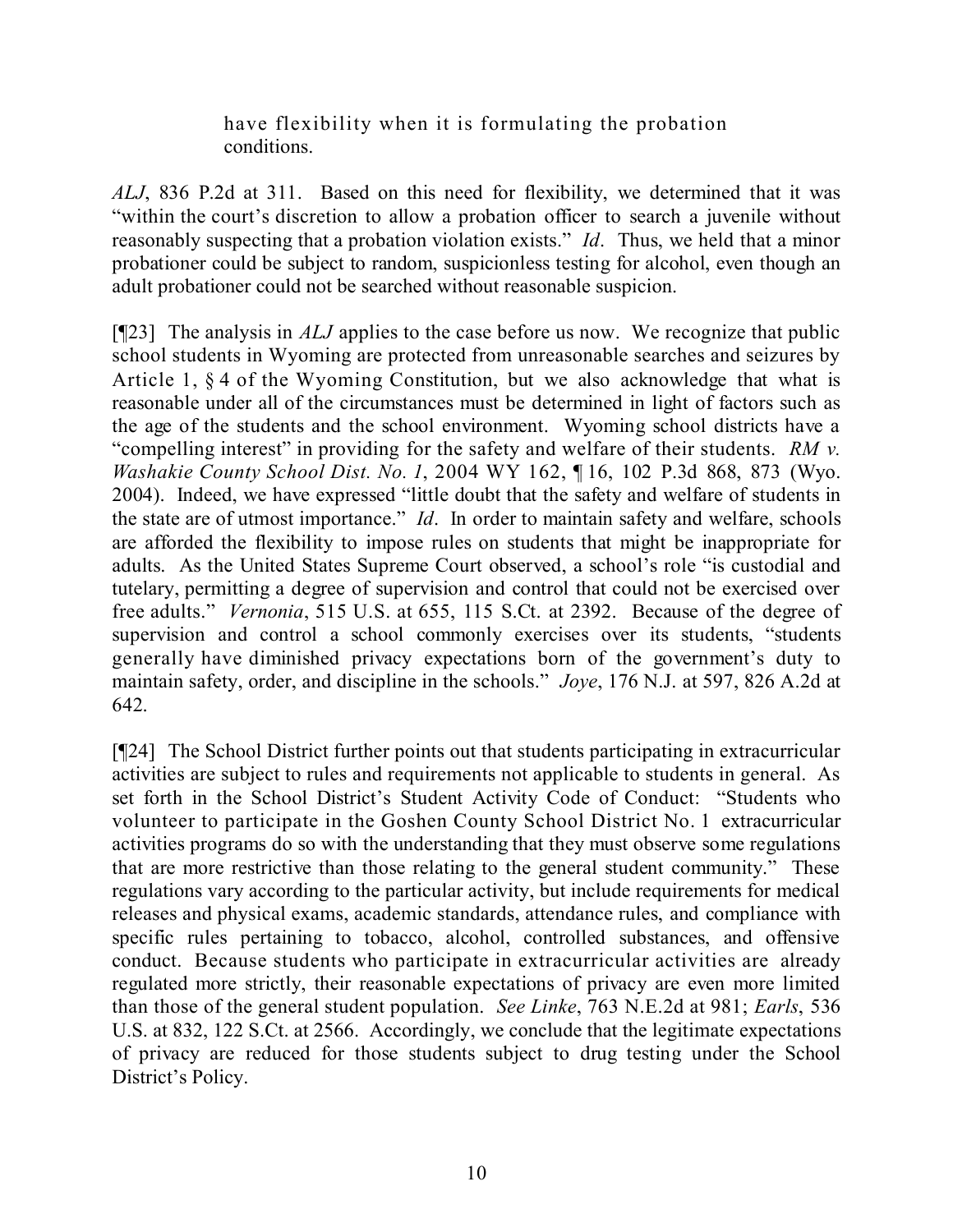> have flexibility when it is formulating the probation conditions.

*ALJ*, 836 P.2d at 311. Based on this need for flexibility, we determined that it was "within the court's discretion to allow a probation officer to search a juvenile without reasonably suspecting that a probation violation exists." *Id*. Thus, we held that a minor probationer could be subject to random, suspicionless testing for alcohol, even though an adult probationer could not be searched without reasonable suspicion.

[¶23] The analysis in *ALJ* applies to the case before us now. We recognize that public school students in Wyoming are protected from unreasonable searches and seizures by Article 1, § 4 of the Wyoming Constitution, but we also acknowledge that what is reasonable under all of the circumstances must be determined in light of factors such as the age of the students and the school environment. Wyoming school districts have a "compelling interest" in providing for the safety and welfare of their students. *RM v. Washakie County School Dist. No. 1*, 2004 WY 162, ¶ 16, 102 P.3d 868, 873 (Wyo. 2004). Indeed, we have expressed "little doubt that the safety and welfare of students in the state are of utmost importance." *Id*. In order to maintain safety and welfare, schools are afforded the flexibility to impose rules on students that might be inappropriate for adults. As the United States Supreme Court observed, a school's role "is custodial and tutelary, permitting a degree of supervision and control that could not be exercised over free adults." *Vernonia*, 515 U.S. at 655, 115 S.Ct. at 2392. Because of the degree of supervision and control a school commonly exercises over its students, "students generally have diminished privacy expectations born of the government's duty to maintain safety, order, and discipline in the schools." *Joye*, 176 N.J. at 597, 826 A.2d at 642.

[¶24] The School District further points out that students participating in extracurricular activities are subject to rules and requirements not applicable to students in general. As set forth in the School District's Student Activity Code of Conduct: "Students who volunteer to participate in the Goshen County School District No. 1 extracurricular activities programs do so with the understanding that they must observe some regulations that are more restrictive than those relating to the general student community." These regulations vary according to the particular activity, but include requirements for medical releases and physical exams, academic standards, attendance rules, and compliance with specific rules pertaining to tobacco, alcohol, controlled substances, and offensive conduct. Because students who participate in extracurricular activities are already regulated more strictly, their reasonable expectations of privacy are even more limited than those of the general student population. *See Linke*, 763 N.E.2d at 981; *Earls*, 536 U.S. at 832, 122 S.Ct. at 2566. Accordingly, we conclude that the legitimate expectations of privacy are reduced for those students subject to drug testing under the School District's Policy.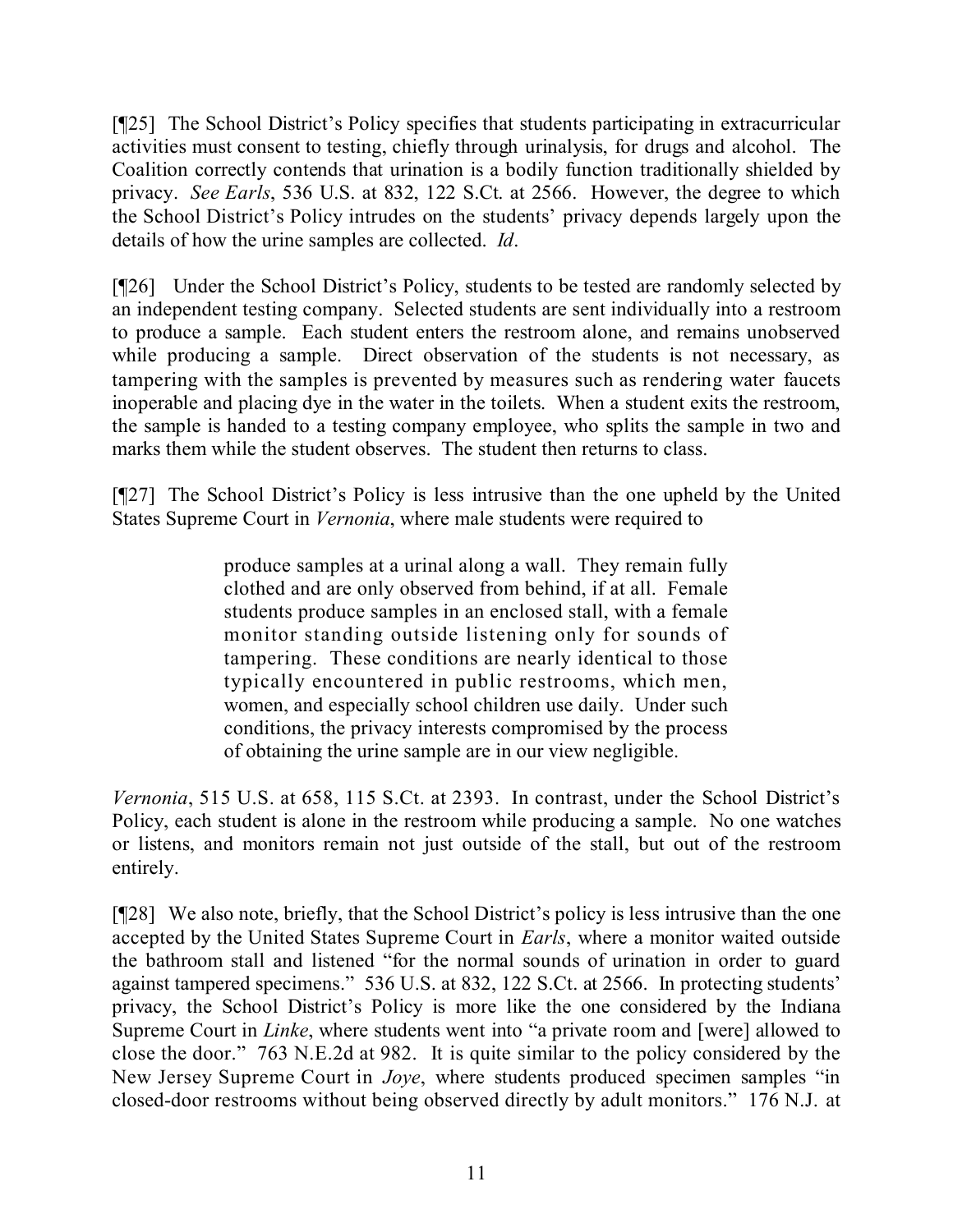[¶25] The School District's Policy specifies that students participating in extracurricular activities must consent to testing, chiefly through urinalysis, for drugs and alcohol. The Coalition correctly contends that urination is a bodily function traditionally shielded by privacy. *See Earls*, 536 U.S. at 832, 122 S.Ct. at 2566. However, the degree to which the School District's Policy intrudes on the students' privacy depends largely upon the details of how the urine samples are collected. *Id*.

[¶26] Under the School District's Policy, students to be tested are randomly selected by an independent testing company. Selected students are sent individually into a restroom to produce a sample. Each student enters the restroom alone, and remains unobserved while producing a sample. Direct observation of the students is not necessary, as tampering with the samples is prevented by measures such as rendering water faucets inoperable and placing dye in the water in the toilets. When a student exits the restroom, the sample is handed to a testing company employee, who splits the sample in two and marks them while the student observes. The student then returns to class.

[¶27] The School District's Policy is less intrusive than the one upheld by the United States Supreme Court in *Vernonia*, where male students were required to

> produce samples at a urinal along a wall. They remain fully clothed and are only observed from behind, if at all. Female students produce samples in an enclosed stall, with a female monitor standing outside listening only for sounds of tampering. These conditions are nearly identical to those typically encountered in public restrooms, which men, women, and especially school children use daily. Under such conditions, the privacy interests compromised by the process of obtaining the urine sample are in our view negligible.

*Vernonia*, 515 U.S. at 658, 115 S.Ct. at 2393. In contrast, under the School District's Policy, each student is alone in the restroom while producing a sample. No one watches or listens, and monitors remain not just outside of the stall, but out of the restroom entirely.

[¶28] We also note, briefly, that the School District's policy is less intrusive than the one accepted by the United States Supreme Court in *Earls*, where a monitor waited outside the bathroom stall and listened "for the normal sounds of urination in order to guard against tampered specimens." 536 U.S. at 832, 122 S.Ct. at 2566. In protecting students' privacy, the School District's Policy is more like the one considered by the Indiana Supreme Court in *Linke*, where students went into "a private room and [were] allowed to close the door." 763 N.E.2d at 982. It is quite similar to the policy considered by the New Jersey Supreme Court in *Joye*, where students produced specimen samples "in closed-door restrooms without being observed directly by adult monitors." 176 N.J. at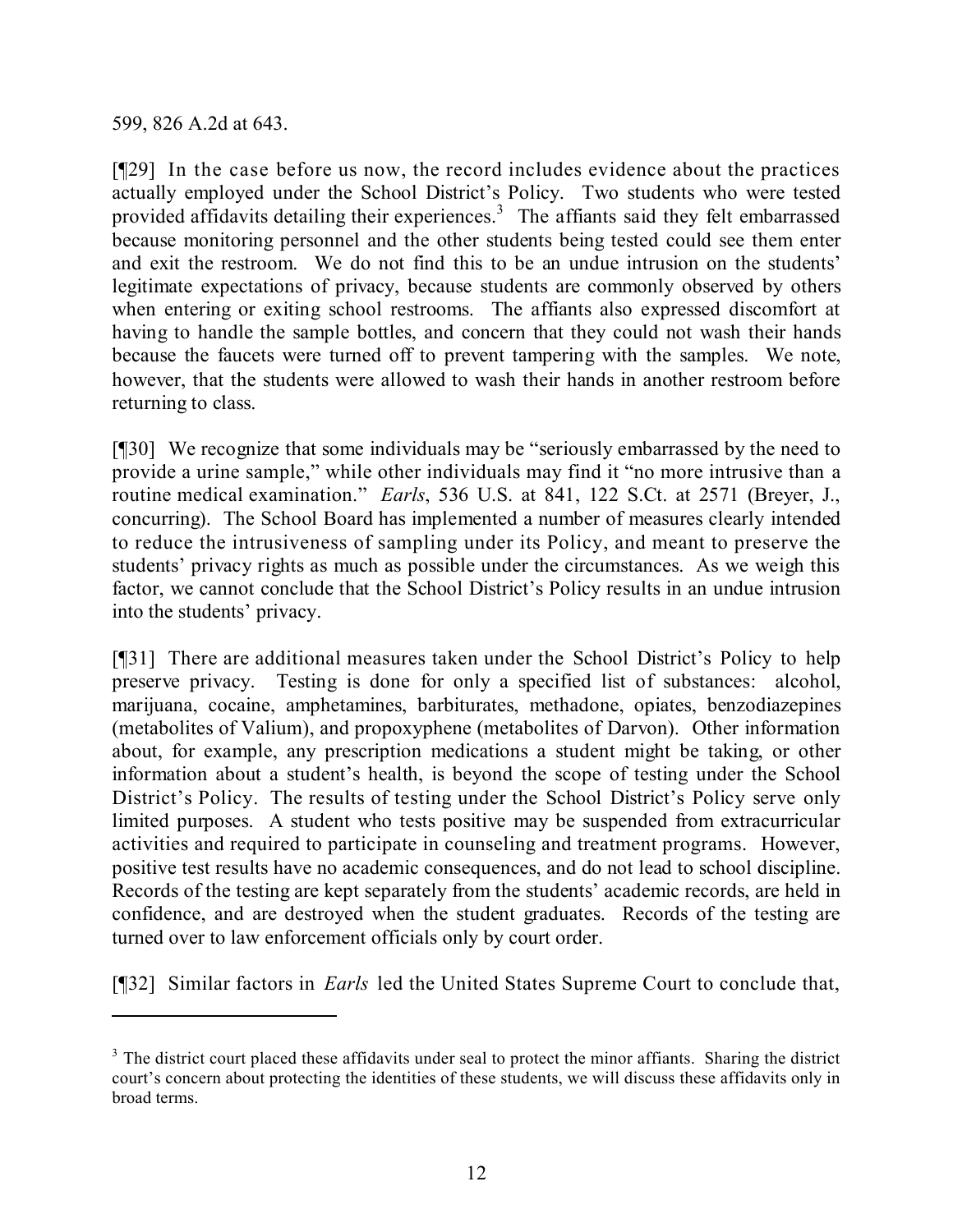599, 826 A.2d at 643.

[¶29] In the case before us now, the record includes evidence about the practices actually employed under the School District's Policy. Two students who were tested provided affidavits detailing their experiences.[3] The affiants said they felt embarrassed because monitoring personnel and the other students being tested could see them enter and exit the restroom. We do not find this to be an undue intrusion on the students' legitimate expectations of privacy, because students are commonly observed by others when entering or exiting school restrooms. The affiants also expressed discomfort at having to handle the sample bottles, and concern that they could not wash their hands because the faucets were turned off to prevent tampering with the samples. We note, however, that the students were allowed to wash their hands in another restroom before returning to class.

[¶30] We recognize that some individuals may be "seriously embarrassed by the need to provide a urine sample," while other individuals may find it "no more intrusive than a routine medical examination." *Earls*, 536 U.S. at 841, 122 S.Ct. at 2571 (Breyer, J., concurring). The School Board has implemented a number of measures clearly intended to reduce the intrusiveness of sampling under its Policy, and meant to preserve the students' privacy rights as much as possible under the circumstances. As we weigh this factor, we cannot conclude that the School District's Policy results in an undue intrusion into the students' privacy.

[¶31] There are additional measures taken under the School District's Policy to help preserve privacy. Testing is done for only a specified list of substances: alcohol, marijuana, cocaine, amphetamines, barbiturates, methadone, opiates, benzodiazepines (metabolites of Valium), and propoxyphene (metabolites of Darvon). Other information about, for example, any prescription medications a student might be taking, or other information about a student's health, is beyond the scope of testing under the School District's Policy. The results of testing under the School District's Policy serve only limited purposes. A student who tests positive may be suspended from extracurricular activities and required to participate in counseling and treatment programs. However, positive test results have no academic consequences, and do not lead to school discipline. Records of the testing are kept separately from the students' academic records, are held in confidence, and are destroyed when the student graduates. Records of the testing are turned over to law enforcement officials only by court order.

[¶32] Similar factors in *Earls* led the United States Supreme Court to conclude that,

---

[3] The district court placed these affidavits under seal to protect the minor affiants. Sharing the district court's concern about protecting the identities of these students, we will discuss these affidavits only in broad terms.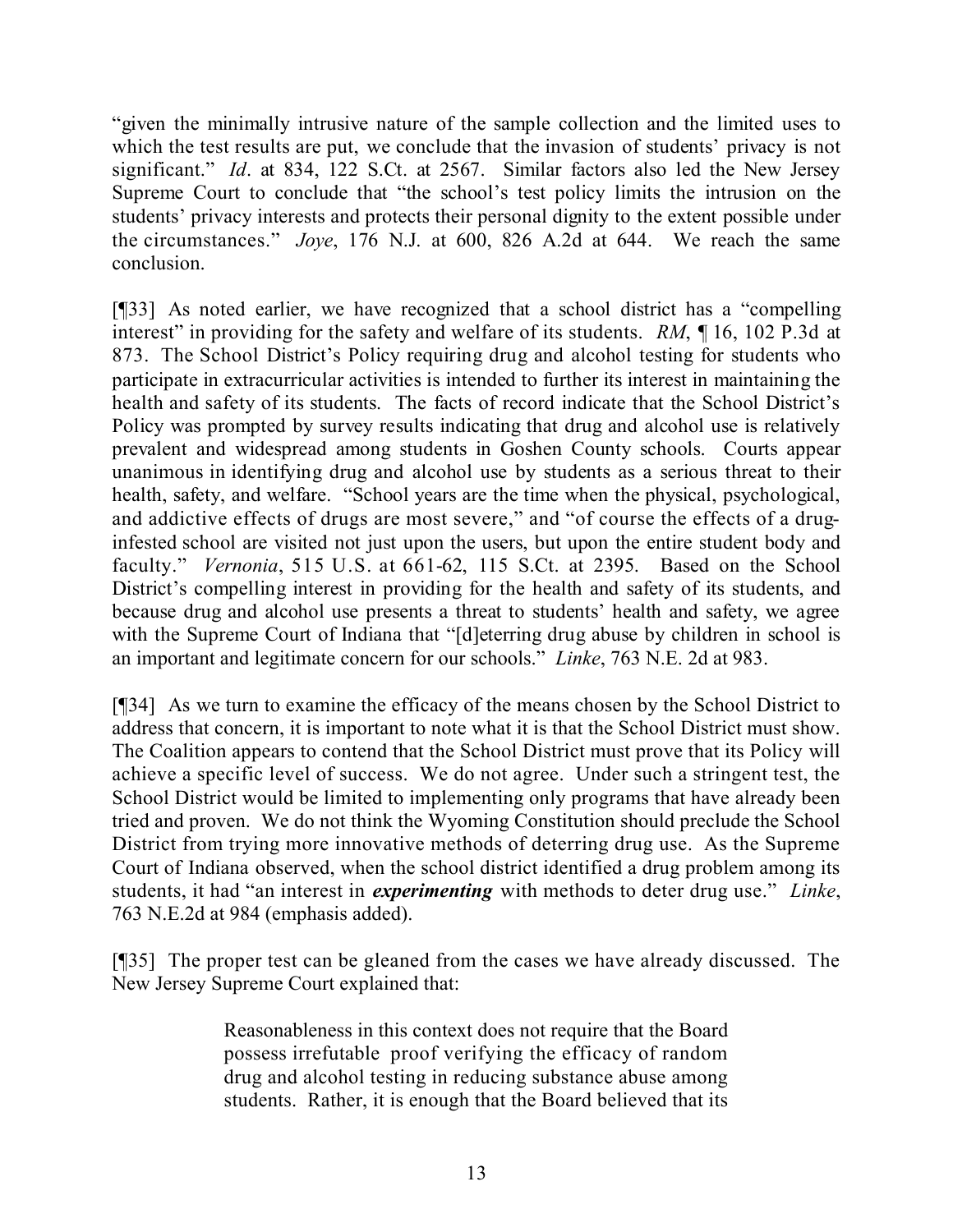"given the minimally intrusive nature of the sample collection and the limited uses to which the test results are put, we conclude that the invasion of students' privacy is not significant." *Id*. at 834, 122 S.Ct. at 2567. Similar factors also led the New Jersey Supreme Court to conclude that "the school's test policy limits the intrusion on the students' privacy interests and protects their personal dignity to the extent possible under the circumstances." *Joye*, 176 N.J. at 600, 826 A.2d at 644. We reach the same conclusion.

[¶33] As noted earlier, we have recognized that a school district has a "compelling interest" in providing for the safety and welfare of its students. *RM*, ¶ 16, 102 P.3d at 873. The School District's Policy requiring drug and alcohol testing for students who participate in extracurricular activities is intended to further its interest in maintaining the health and safety of its students. The facts of record indicate that the School District's Policy was prompted by survey results indicating that drug and alcohol use is relatively prevalent and widespread among students in Goshen County schools. Courts appear unanimous in identifying drug and alcohol use by students as a serious threat to their health, safety, and welfare. "School years are the time when the physical, psychological, and addictive effects of drugs are most severe," and "of course the effects of a drug-infested school are visited not just upon the users, but upon the entire student body and faculty." *Vernonia*, 515 U.S. at 661-62, 115 S.Ct. at 2395. Based on the School District's compelling interest in providing for the health and safety of its students, and because drug and alcohol use presents a threat to students' health and safety, we agree with the Supreme Court of Indiana that "[d]eterring drug abuse by children in school is an important and legitimate concern for our schools." *Linke*, 763 N.E. 2d at 983.

[¶34] As we turn to examine the efficacy of the means chosen by the School District to address that concern, it is important to note what it is that the School District must show. The Coalition appears to contend that the School District must prove that its Policy will achieve a specific level of success. We do not agree. Under such a stringent test, the School District would be limited to implementing only programs that have already been tried and proven. We do not think the Wyoming Constitution should preclude the School District from trying more innovative methods of deterring drug use. As the Supreme Court of Indiana observed, when the school district identified a drug problem among its students, it had "an interest in ***experimenting*** with methods to deter drug use." *Linke*, 763 N.E.2d at 984 (emphasis added).

[¶35] The proper test can be gleaned from the cases we have already discussed. The New Jersey Supreme Court explained that:

> Reasonableness in this context does not require that the Board possess irrefutable proof verifying the efficacy of random drug and alcohol testing in reducing substance abuse among students. Rather, it is enough that the Board believed that its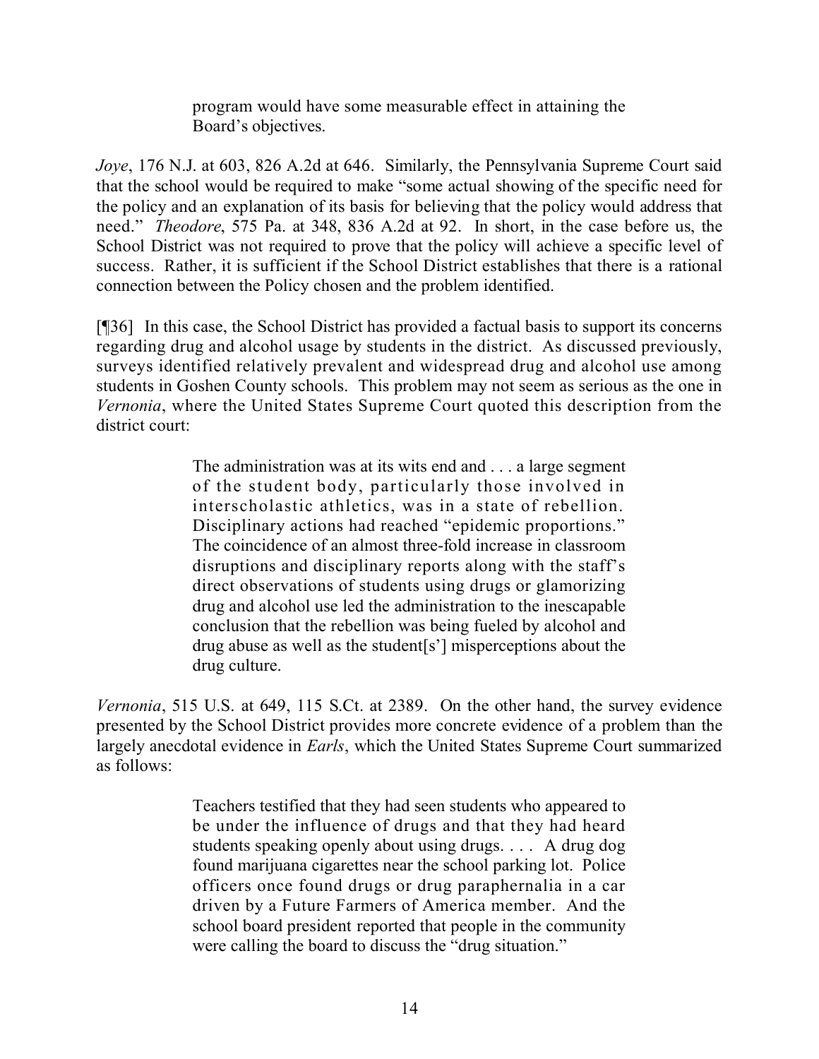> program would have some measurable effect in attaining the Board's objectives.

*Joye*, 176 N.J. at 603, 826 A.2d at 646. Similarly, the Pennsylvania Supreme Court said that the school would be required to make "some actual showing of the specific need for the policy and an explanation of its basis for believing that the policy would address that need." *Theodore*, 575 Pa. at 348, 836 A.2d at 92. In short, in the case before us, the School District was not required to prove that the policy will achieve a specific level of success. Rather, it is sufficient if the School District establishes that there is a rational connection between the Policy chosen and the problem identified.

[¶36] In this case, the School District has provided a factual basis to support its concerns regarding drug and alcohol usage by students in the district. As discussed previously, surveys identified relatively prevalent and widespread drug and alcohol use among students in Goshen County schools. This problem may not seem as serious as the one in *Vernonia*, where the United States Supreme Court quoted this description from the district court:

> The administration was at its wits end and . . . a large segment of the student body, particularly those involved in interscholastic athletics, was in a state of rebellion. Disciplinary actions had reached "epidemic proportions." The coincidence of an almost three-fold increase in classroom disruptions and disciplinary reports along with the staff's direct observations of students using drugs or glamorizing drug and alcohol use led the administration to the inescapable conclusion that the rebellion was being fueled by alcohol and drug abuse as well as the student[s'] misperceptions about the drug culture.

*Vernonia*, 515 U.S. at 649, 115 S.Ct. at 2389. On the other hand, the survey evidence presented by the School District provides more concrete evidence of a problem than the largely anecdotal evidence in *Earls*, which the United States Supreme Court summarized as follows:

> Teachers testified that they had seen students who appeared to be under the influence of drugs and that they had heard students speaking openly about using drugs. . . . A drug dog found marijuana cigarettes near the school parking lot. Police officers once found drugs or drug paraphernalia in a car driven by a Future Farmers of America member. And the school board president reported that people in the community were calling the board to discuss the "drug situation."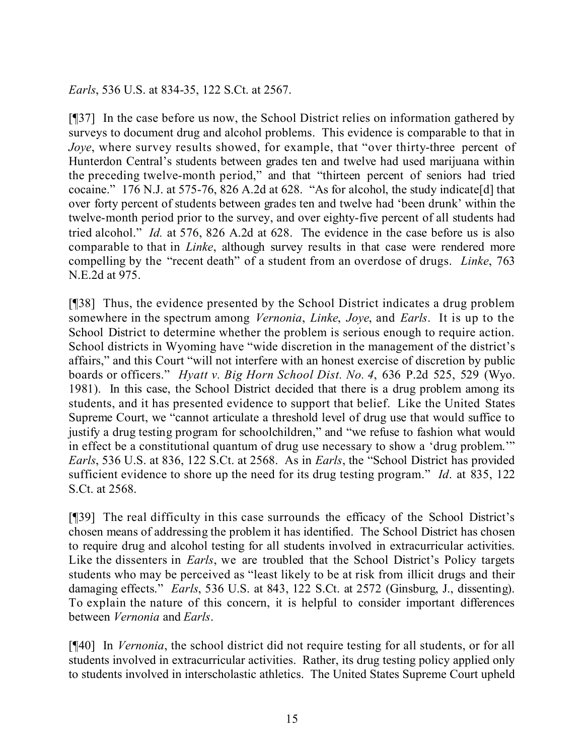*Earls*, 536 U.S. at 834-35, 122 S.Ct. at 2567.

[¶37] In the case before us now, the School District relies on information gathered by surveys to document drug and alcohol problems. This evidence is comparable to that in *Joye*, where survey results showed, for example, that "over thirty-three percent of Hunterdon Central's students between grades ten and twelve had used marijuana within the preceding twelve-month period," and that "thirteen percent of seniors had tried cocaine." 176 N.J. at 575-76, 826 A.2d at 628. "As for alcohol, the study indicate[d] that over forty percent of students between grades ten and twelve had 'been drunk' within the twelve-month period prior to the survey, and over eighty-five percent of all students had tried alcohol." *Id.* at 576, 826 A.2d at 628. The evidence in the case before us is also comparable to that in *Linke*, although survey results in that case were rendered more compelling by the "recent death" of a student from an overdose of drugs. *Linke*, 763 N.E.2d at 975.

[¶38] Thus, the evidence presented by the School District indicates a drug problem somewhere in the spectrum among *Vernonia*, *Linke*, *Joye*, and *Earls*. It is up to the School District to determine whether the problem is serious enough to require action. School districts in Wyoming have "wide discretion in the management of the district's affairs," and this Court "will not interfere with an honest exercise of discretion by public boards or officers." *Hyatt v. Big Horn School Dist. No. 4*, 636 P.2d 525, 529 (Wyo. 1981). In this case, the School District decided that there is a drug problem among its students, and it has presented evidence to support that belief. Like the United States Supreme Court, we "cannot articulate a threshold level of drug use that would suffice to justify a drug testing program for schoolchildren," and "we refuse to fashion what would in effect be a constitutional quantum of drug use necessary to show a 'drug problem.'" *Earls*, 536 U.S. at 836, 122 S.Ct. at 2568. As in *Earls*, the "School District has provided sufficient evidence to shore up the need for its drug testing program." *Id*. at 835, 122 S.Ct. at 2568.

[¶39] The real difficulty in this case surrounds the efficacy of the School District's chosen means of addressing the problem it has identified. The School District has chosen to require drug and alcohol testing for all students involved in extracurricular activities. Like the dissenters in *Earls*, we are troubled that the School District's Policy targets students who may be perceived as "least likely to be at risk from illicit drugs and their damaging effects." *Earls*, 536 U.S. at 843, 122 S.Ct. at 2572 (Ginsburg, J., dissenting). To explain the nature of this concern, it is helpful to consider important differences between *Vernonia* and *Earls*.

[¶40] In *Vernonia*, the school district did not require testing for all students, or for all students involved in extracurricular activities. Rather, its drug testing policy applied only to students involved in interscholastic athletics. The United States Supreme Court upheld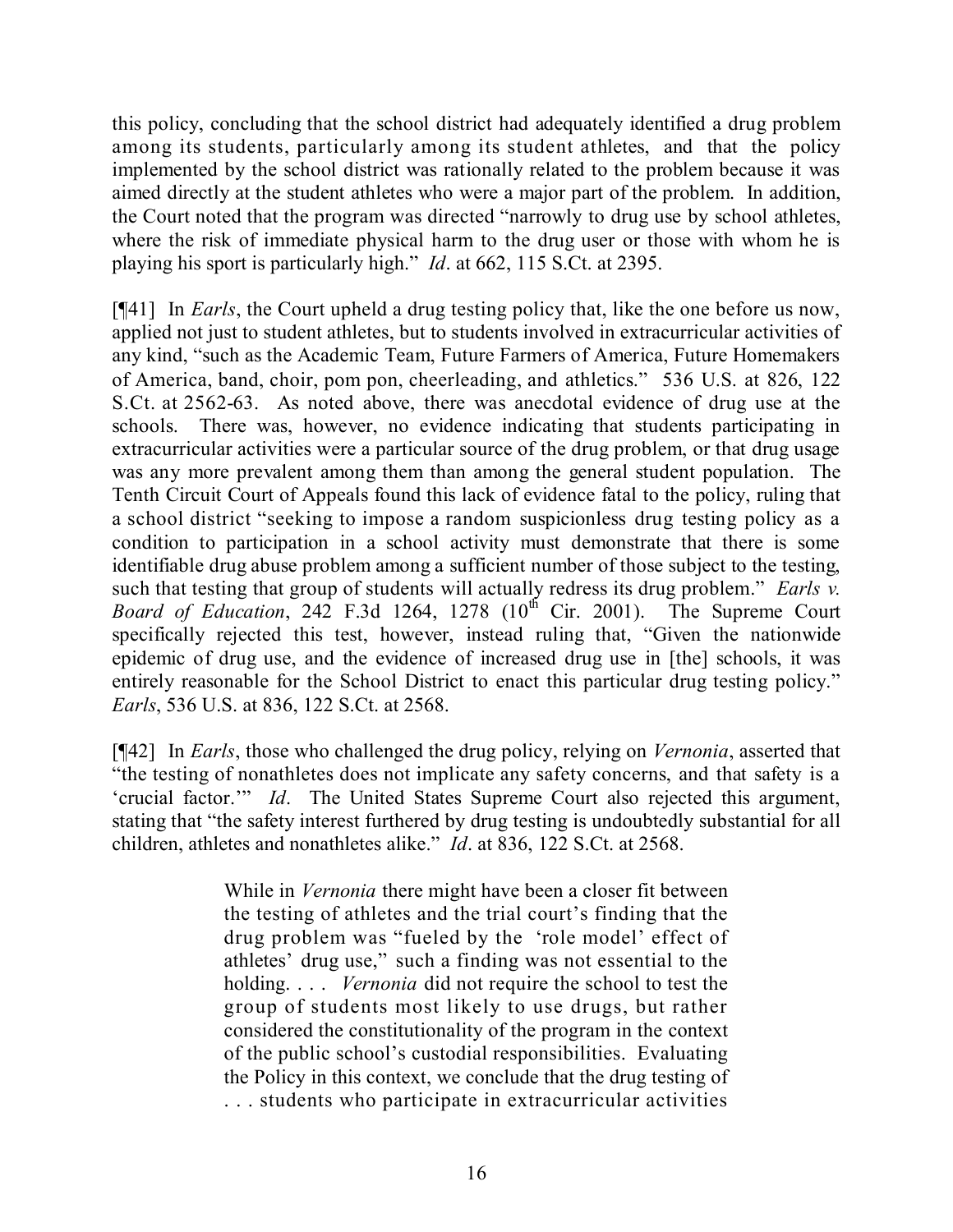this policy, concluding that the school district had adequately identified a drug problem among its students, particularly among its student athletes, and that the policy implemented by the school district was rationally related to the problem because it was aimed directly at the student athletes who were a major part of the problem. In addition, the Court noted that the program was directed "narrowly to drug use by school athletes, where the risk of immediate physical harm to the drug user or those with whom he is playing his sport is particularly high." *Id*. at 662, 115 S.Ct. at 2395.

[¶41] In *Earls*, the Court upheld a drug testing policy that, like the one before us now, applied not just to student athletes, but to students involved in extracurricular activities of any kind, "such as the Academic Team, Future Farmers of America, Future Homemakers of America, band, choir, pom pon, cheerleading, and athletics." 536 U.S. at 826, 122 S.Ct. at 2562-63. As noted above, there was anecdotal evidence of drug use at the schools. There was, however, no evidence indicating that students participating in extracurricular activities were a particular source of the drug problem, or that drug usage was any more prevalent among them than among the general student population. The Tenth Circuit Court of Appeals found this lack of evidence fatal to the policy, ruling that a school district "seeking to impose a random suspicionless drug testing policy as a condition to participation in a school activity must demonstrate that there is some identifiable drug abuse problem among a sufficient number of those subject to the testing, such that testing that group of students will actually redress its drug problem." *Earls v. Board of Education*, 242 F.3d 1264, 1278 (10th Cir. 2001). The Supreme Court specifically rejected this test, however, instead ruling that, "Given the nationwide epidemic of drug use, and the evidence of increased drug use in [the] schools, it was entirely reasonable for the School District to enact this particular drug testing policy." *Earls*, 536 U.S. at 836, 122 S.Ct. at 2568.

[¶42] In *Earls*, those who challenged the drug policy, relying on *Vernonia*, asserted that "the testing of nonathletes does not implicate any safety concerns, and that safety is a 'crucial factor.'" *Id*. The United States Supreme Court also rejected this argument, stating that "the safety interest furthered by drug testing is undoubtedly substantial for all children, athletes and nonathletes alike." *Id*. at 836, 122 S.Ct. at 2568.

> While in *Vernonia* there might have been a closer fit between the testing of athletes and the trial court's finding that the drug problem was "fueled by the 'role model' effect of athletes' drug use," such a finding was not essential to the holding. . . . *Vernonia* did not require the school to test the group of students most likely to use drugs, but rather considered the constitutionality of the program in the context of the public school's custodial responsibilities. Evaluating the Policy in this context, we conclude that the drug testing of . . . students who participate in extracurricular activities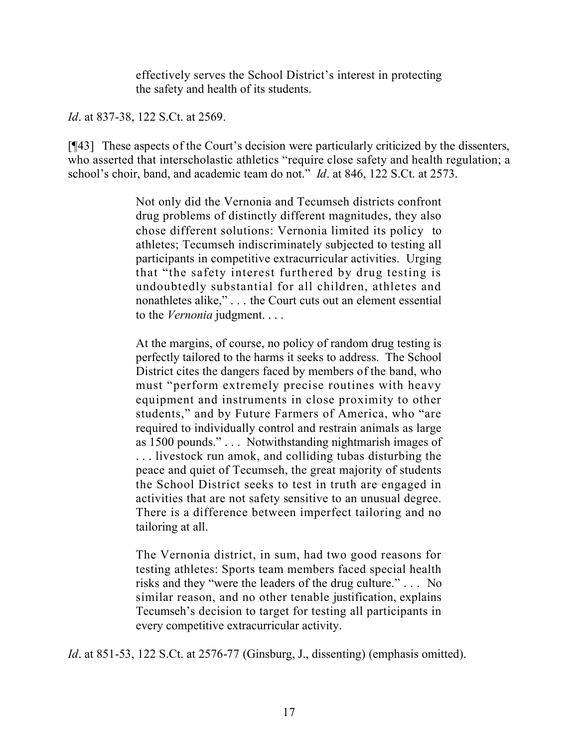> effectively serves the School District's interest in protecting the safety and health of its students.

*Id*. at 837-38, 122 S.Ct. at 2569.

[¶43] These aspects of the Court's decision were particularly criticized by the dissenters, who asserted that interscholastic athletics "require close safety and health regulation; a school's choir, band, and academic team do not." *Id*. at 846, 122 S.Ct. at 2573.

> Not only did the Vernonia and Tecumseh districts confront drug problems of distinctly different magnitudes, they also chose different solutions: Vernonia limited its policy to athletes; Tecumseh indiscriminately subjected to testing all participants in competitive extracurricular activities. Urging that "the safety interest furthered by drug testing is undoubtedly substantial for all children, athletes and nonathletes alike," . . . the Court cuts out an element essential to the *Vernonia* judgment. . . .
>
> At the margins, of course, no policy of random drug testing is perfectly tailored to the harms it seeks to address. The School District cites the dangers faced by members of the band, who must "perform extremely precise routines with heavy equipment and instruments in close proximity to other students," and by Future Farmers of America, who "are required to individually control and restrain animals as large as 1500 pounds." . . . Notwithstanding nightmarish images of . . . livestock run amok, and colliding tubas disturbing the peace and quiet of Tecumseh, the great majority of students the School District seeks to test in truth are engaged in activities that are not safety sensitive to an unusual degree. There is a difference between imperfect tailoring and no tailoring at all.
>
> The Vernonia district, in sum, had two good reasons for testing athletes: Sports team members faced special health risks and they "were the leaders of the drug culture." . . . No similar reason, and no other tenable justification, explains Tecumseh's decision to target for testing all participants in every competitive extracurricular activity.

*Id*. at 851-53, 122 S.Ct. at 2576-77 (Ginsburg, J., dissenting) (emphasis omitted).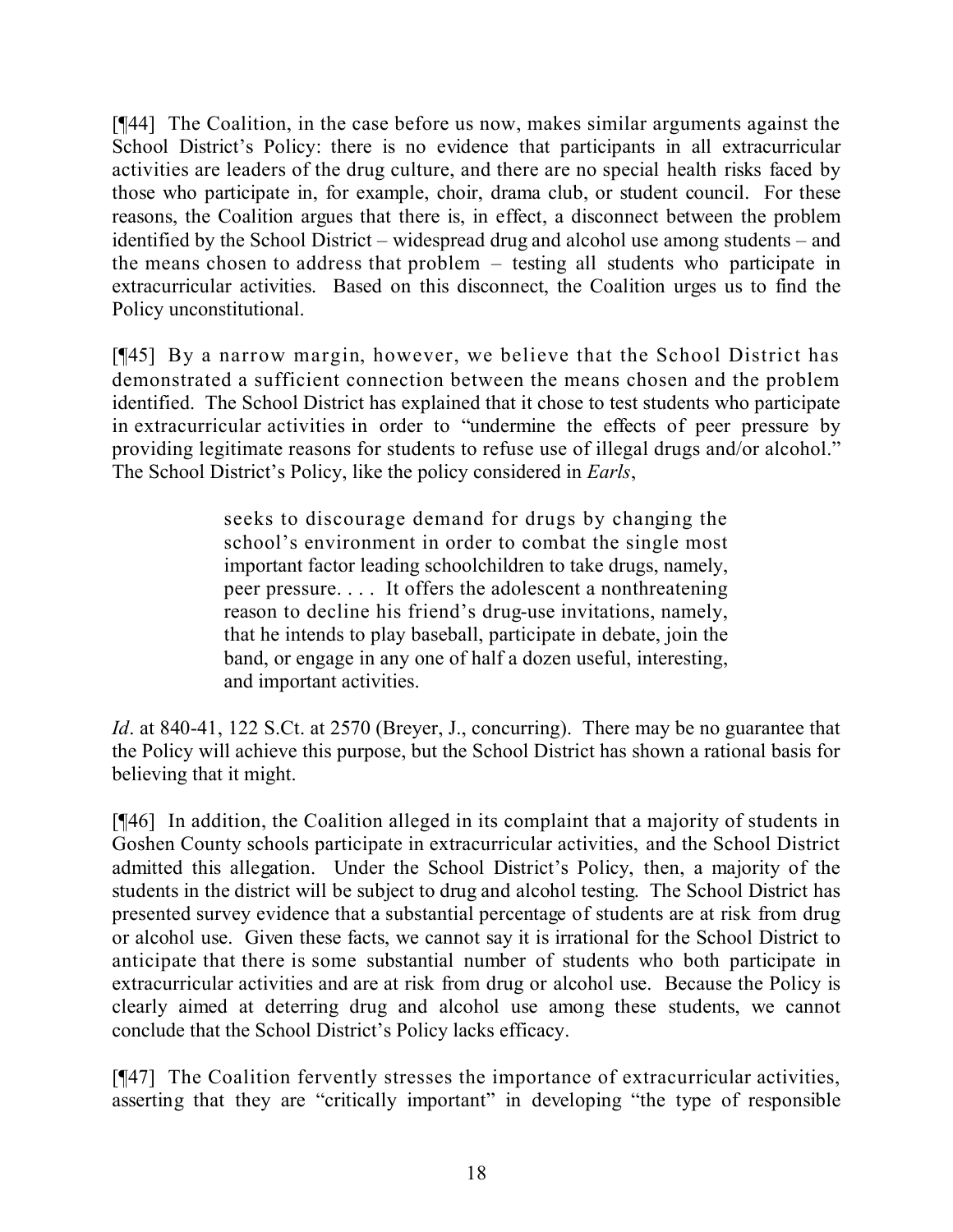[¶44] The Coalition, in the case before us now, makes similar arguments against the School District's Policy: there is no evidence that participants in all extracurricular activities are leaders of the drug culture, and there are no special health risks faced by those who participate in, for example, choir, drama club, or student council. For these reasons, the Coalition argues that there is, in effect, a disconnect between the problem identified by the School District – widespread drug and alcohol use among students – and the means chosen to address that problem – testing all students who participate in extracurricular activities. Based on this disconnect, the Coalition urges us to find the Policy unconstitutional.

[¶45] By a narrow margin, however, we believe that the School District has demonstrated a sufficient connection between the means chosen and the problem identified. The School District has explained that it chose to test students who participate in extracurricular activities in order to "undermine the effects of peer pressure by providing legitimate reasons for students to refuse use of illegal drugs and/or alcohol." The School District's Policy, like the policy considered in *Earls*,

> seeks to discourage demand for drugs by changing the school's environment in order to combat the single most important factor leading schoolchildren to take drugs, namely, peer pressure. . . . It offers the adolescent a nonthreatening reason to decline his friend's drug-use invitations, namely, that he intends to play baseball, participate in debate, join the band, or engage in any one of half a dozen useful, interesting, and important activities.

*Id*. at 840-41, 122 S.Ct. at 2570 (Breyer, J., concurring). There may be no guarantee that the Policy will achieve this purpose, but the School District has shown a rational basis for believing that it might.

[¶46] In addition, the Coalition alleged in its complaint that a majority of students in Goshen County schools participate in extracurricular activities, and the School District admitted this allegation. Under the School District's Policy, then, a majority of the students in the district will be subject to drug and alcohol testing. The School District has presented survey evidence that a substantial percentage of students are at risk from drug or alcohol use. Given these facts, we cannot say it is irrational for the School District to anticipate that there is some substantial number of students who both participate in extracurricular activities and are at risk from drug or alcohol use. Because the Policy is clearly aimed at deterring drug and alcohol use among these students, we cannot conclude that the School District's Policy lacks efficacy.

[¶47] The Coalition fervently stresses the importance of extracurricular activities, asserting that they are "critically important" in developing "the type of responsible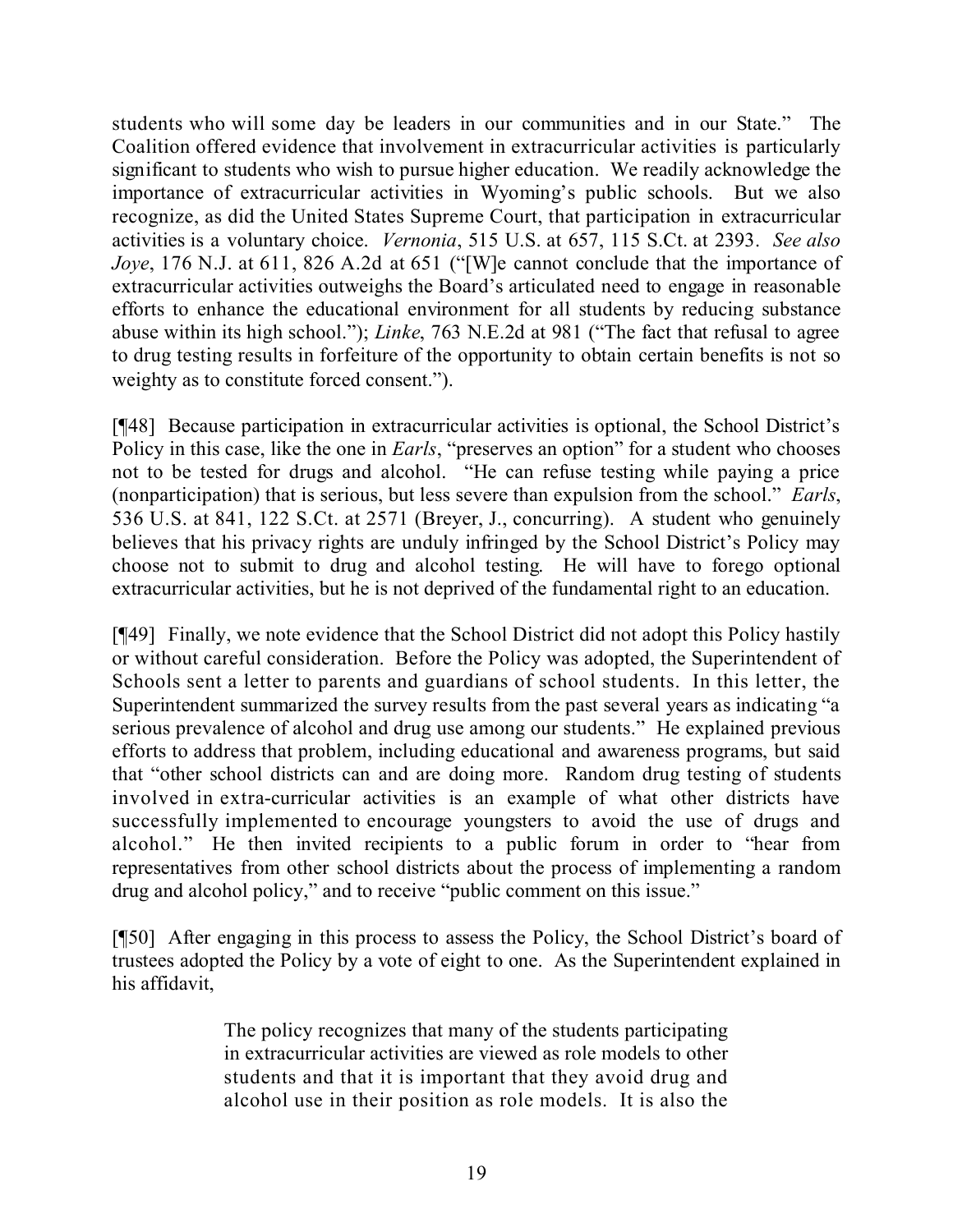students who will some day be leaders in our communities and in our State." The Coalition offered evidence that involvement in extracurricular activities is particularly significant to students who wish to pursue higher education. We readily acknowledge the importance of extracurricular activities in Wyoming's public schools. But we also recognize, as did the United States Supreme Court, that participation in extracurricular activities is a voluntary choice. *Vernonia*, 515 U.S. at 657, 115 S.Ct. at 2393. *See also Joye*, 176 N.J. at 611, 826 A.2d at 651 ("[W]e cannot conclude that the importance of extracurricular activities outweighs the Board's articulated need to engage in reasonable efforts to enhance the educational environment for all students by reducing substance abuse within its high school."); *Linke*, 763 N.E.2d at 981 ("The fact that refusal to agree to drug testing results in forfeiture of the opportunity to obtain certain benefits is not so weighty as to constitute forced consent.").

[¶48] Because participation in extracurricular activities is optional, the School District's Policy in this case, like the one in *Earls*, "preserves an option" for a student who chooses not to be tested for drugs and alcohol. "He can refuse testing while paying a price (nonparticipation) that is serious, but less severe than expulsion from the school." *Earls*, 536 U.S. at 841, 122 S.Ct. at 2571 (Breyer, J., concurring). A student who genuinely believes that his privacy rights are unduly infringed by the School District's Policy may choose not to submit to drug and alcohol testing. He will have to forego optional extracurricular activities, but he is not deprived of the fundamental right to an education.

[¶49] Finally, we note evidence that the School District did not adopt this Policy hastily or without careful consideration. Before the Policy was adopted, the Superintendent of Schools sent a letter to parents and guardians of school students. In this letter, the Superintendent summarized the survey results from the past several years as indicating "a serious prevalence of alcohol and drug use among our students." He explained previous efforts to address that problem, including educational and awareness programs, but said that "other school districts can and are doing more. Random drug testing of students involved in extra-curricular activities is an example of what other districts have successfully implemented to encourage youngsters to avoid the use of drugs and alcohol." He then invited recipients to a public forum in order to "hear from representatives from other school districts about the process of implementing a random drug and alcohol policy," and to receive "public comment on this issue."

[¶50] After engaging in this process to assess the Policy, the School District's board of trustees adopted the Policy by a vote of eight to one. As the Superintendent explained in his affidavit,

> The policy recognizes that many of the students participating in extracurricular activities are viewed as role models to other students and that it is important that they avoid drug and alcohol use in their position as role models. It is also the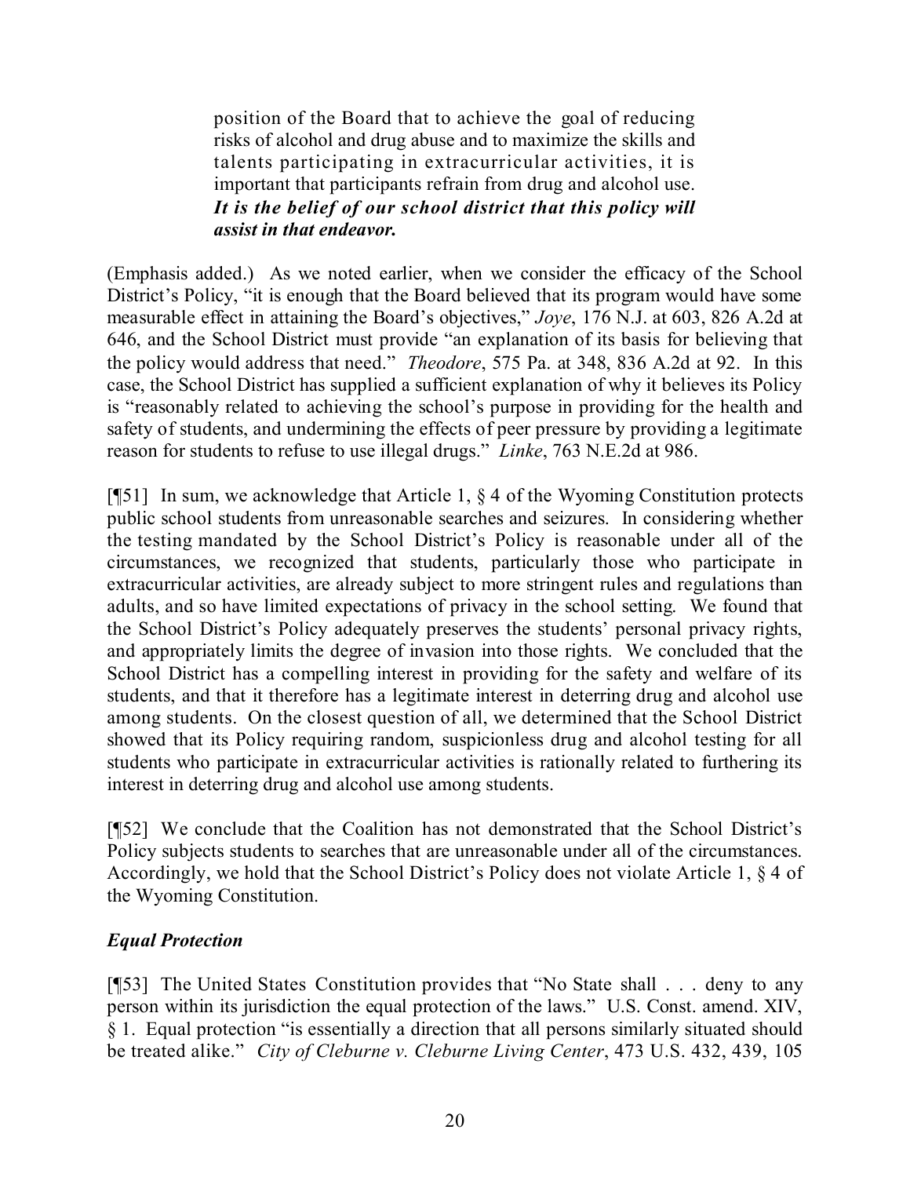> position of the Board that to achieve the goal of reducing risks of alcohol and drug abuse and to maximize the skills and talents participating in extracurricular activities, it is important that participants refrain from drug and alcohol use. ***It is the belief of our school district that this policy will assist in that endeavor.***

(Emphasis added.) As we noted earlier, when we consider the efficacy of the School District's Policy, "it is enough that the Board believed that its program would have some measurable effect in attaining the Board's objectives," *Joye*, 176 N.J. at 603, 826 A.2d at 646, and the School District must provide "an explanation of its basis for believing that the policy would address that need." *Theodore*, 575 Pa. at 348, 836 A.2d at 92. In this case, the School District has supplied a sufficient explanation of why it believes its Policy is "reasonably related to achieving the school's purpose in providing for the health and safety of students, and undermining the effects of peer pressure by providing a legitimate reason for students to refuse to use illegal drugs." *Linke*, 763 N.E.2d at 986.

[¶51] In sum, we acknowledge that Article 1, § 4 of the Wyoming Constitution protects public school students from unreasonable searches and seizures. In considering whether the testing mandated by the School District's Policy is reasonable under all of the circumstances, we recognized that students, particularly those who participate in extracurricular activities, are already subject to more stringent rules and regulations than adults, and so have limited expectations of privacy in the school setting. We found that the School District's Policy adequately preserves the students' personal privacy rights, and appropriately limits the degree of invasion into those rights. We concluded that the School District has a compelling interest in providing for the safety and welfare of its students, and that it therefore has a legitimate interest in deterring drug and alcohol use among students. On the closest question of all, we determined that the School District showed that its Policy requiring random, suspicionless drug and alcohol testing for all students who participate in extracurricular activities is rationally related to furthering its interest in deterring drug and alcohol use among students.

[¶52] We conclude that the Coalition has not demonstrated that the School District's Policy subjects students to searches that are unreasonable under all of the circumstances. Accordingly, we hold that the School District's Policy does not violate Article 1, § 4 of the Wyoming Constitution.

### *Equal Protection*

[¶53] The United States Constitution provides that "No State shall . . . deny to any person within its jurisdiction the equal protection of the laws." U.S. Const. amend. XIV, § 1. Equal protection "is essentially a direction that all persons similarly situated should be treated alike." *City of Cleburne v. Cleburne Living Center*, 473 U.S. 432, 439, 105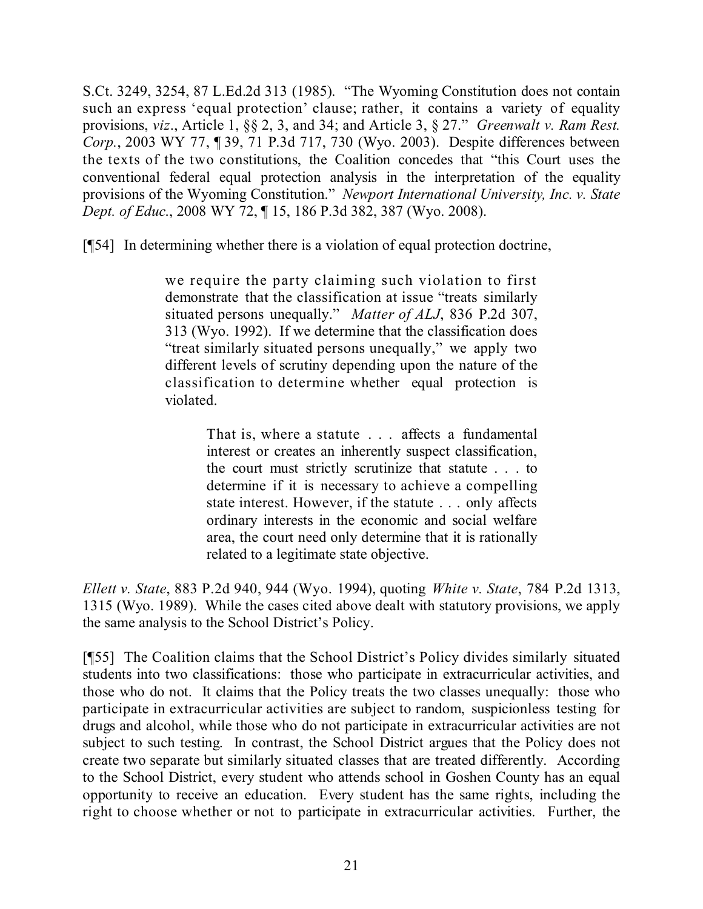S.Ct. 3249, 3254, 87 L.Ed.2d 313 (1985). "The Wyoming Constitution does not contain such an express 'equal protection' clause; rather, it contains a variety of equality provisions, *viz*., Article 1, §§ 2, 3, and 34; and Article 3, § 27." *Greenwalt v. Ram Rest. Corp.*, 2003 WY 77, ¶ 39, 71 P.3d 717, 730 (Wyo. 2003). Despite differences between the texts of the two constitutions, the Coalition concedes that "this Court uses the conventional federal equal protection analysis in the interpretation of the equality provisions of the Wyoming Constitution." *Newport International University, Inc. v. State Dept. of Educ.*, 2008 WY 72, ¶ 15, 186 P.3d 382, 387 (Wyo. 2008).

[¶54] In determining whether there is a violation of equal protection doctrine,

> we require the party claiming such violation to first demonstrate that the classification at issue "treats similarly situated persons unequally." *Matter of ALJ*, 836 P.2d 307, 313 (Wyo. 1992). If we determine that the classification does "treat similarly situated persons unequally," we apply two different levels of scrutiny depending upon the nature of the classification to determine whether equal protection is violated.
>
> > That is, where a statute . . . affects a fundamental interest or creates an inherently suspect classification, the court must strictly scrutinize that statute . . . to determine if it is necessary to achieve a compelling state interest. However, if the statute . . . only affects ordinary interests in the economic and social welfare area, the court need only determine that it is rationally related to a legitimate state objective.

*Ellett v. State*, 883 P.2d 940, 944 (Wyo. 1994), quoting *White v. State*, 784 P.2d 1313, 1315 (Wyo. 1989). While the cases cited above dealt with statutory provisions, we apply the same analysis to the School District's Policy.

[¶55] The Coalition claims that the School District's Policy divides similarly situated students into two classifications: those who participate in extracurricular activities, and those who do not. It claims that the Policy treats the two classes unequally: those who participate in extracurricular activities are subject to random, suspicionless testing for drugs and alcohol, while those who do not participate in extracurricular activities are not subject to such testing. In contrast, the School District argues that the Policy does not create two separate but similarly situated classes that are treated differently. According to the School District, every student who attends school in Goshen County has an equal opportunity to receive an education. Every student has the same rights, including the right to choose whether or not to participate in extracurricular activities. Further, the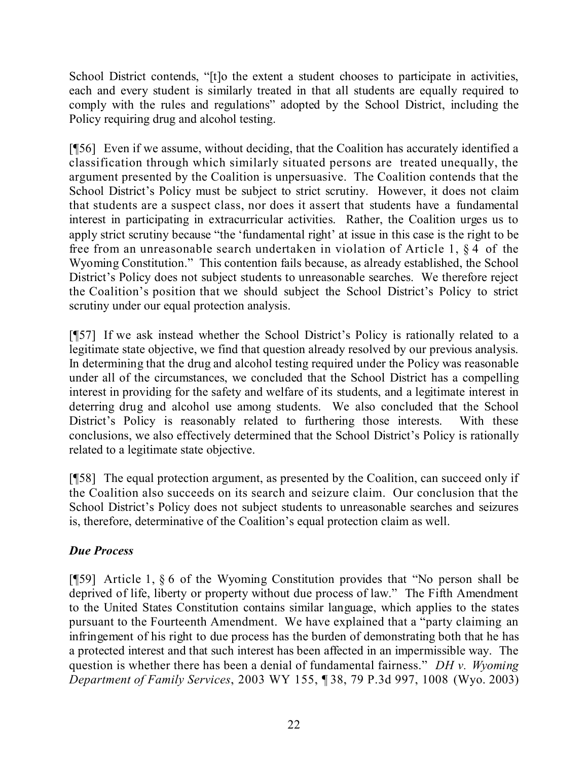School District contends, "[t]o the extent a student chooses to participate in activities, each and every student is similarly treated in that all students are equally required to comply with the rules and regulations" adopted by the School District, including the Policy requiring drug and alcohol testing.

[¶56] Even if we assume, without deciding, that the Coalition has accurately identified a classification through which similarly situated persons are treated unequally, the argument presented by the Coalition is unpersuasive. The Coalition contends that the School District's Policy must be subject to strict scrutiny. However, it does not claim that students are a suspect class, nor does it assert that students have a fundamental interest in participating in extracurricular activities. Rather, the Coalition urges us to apply strict scrutiny because "the 'fundamental right' at issue in this case is the right to be free from an unreasonable search undertaken in violation of Article 1, § 4 of the Wyoming Constitution." This contention fails because, as already established, the School District's Policy does not subject students to unreasonable searches. We therefore reject the Coalition's position that we should subject the School District's Policy to strict scrutiny under our equal protection analysis.

[¶57] If we ask instead whether the School District's Policy is rationally related to a legitimate state objective, we find that question already resolved by our previous analysis. In determining that the drug and alcohol testing required under the Policy was reasonable under all of the circumstances, we concluded that the School District has a compelling interest in providing for the safety and welfare of its students, and a legitimate interest in deterring drug and alcohol use among students. We also concluded that the School District's Policy is reasonably related to furthering those interests. With these conclusions, we also effectively determined that the School District's Policy is rationally related to a legitimate state objective.

[¶58] The equal protection argument, as presented by the Coalition, can succeed only if the Coalition also succeeds on its search and seizure claim. Our conclusion that the School District's Policy does not subject students to unreasonable searches and seizures is, therefore, determinative of the Coalition's equal protection claim as well.

### *Due Process*

[¶59] Article 1, § 6 of the Wyoming Constitution provides that "No person shall be deprived of life, liberty or property without due process of law." The Fifth Amendment to the United States Constitution contains similar language, which applies to the states pursuant to the Fourteenth Amendment. We have explained that a "party claiming an infringement of his right to due process has the burden of demonstrating both that he has a protected interest and that such interest has been affected in an impermissible way. The question is whether there has been a denial of fundamental fairness." *DH v. Wyoming Department of Family Services*, 2003 WY 155, ¶ 38, 79 P.3d 997, 1008 (Wyo. 2003)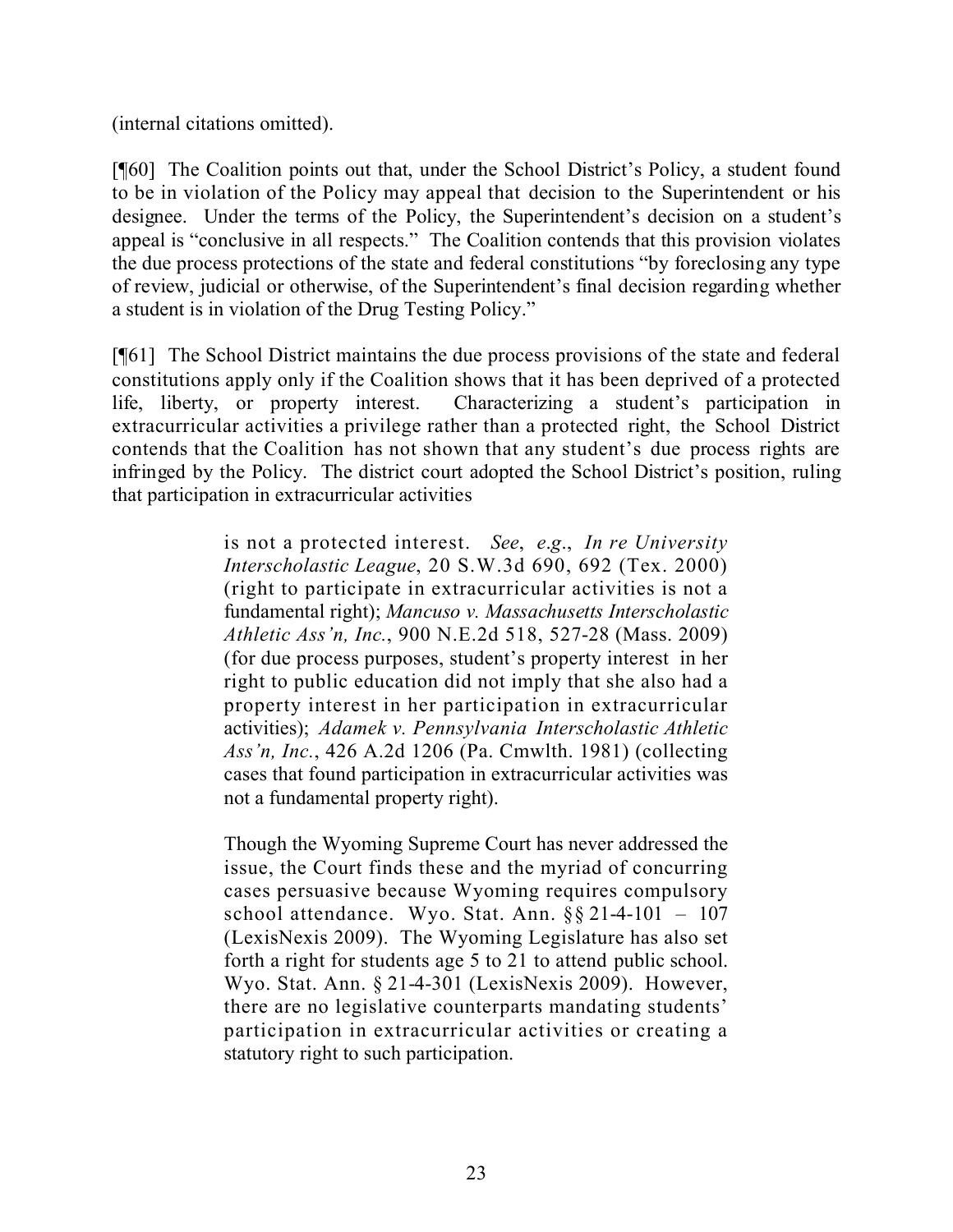(internal citations omitted).

[¶60] The Coalition points out that, under the School District's Policy, a student found to be in violation of the Policy may appeal that decision to the Superintendent or his designee. Under the terms of the Policy, the Superintendent's decision on a student's appeal is "conclusive in all respects." The Coalition contends that this provision violates the due process protections of the state and federal constitutions "by foreclosing any type of review, judicial or otherwise, of the Superintendent's final decision regarding whether a student is in violation of the Drug Testing Policy."

[¶61] The School District maintains the due process provisions of the state and federal constitutions apply only if the Coalition shows that it has been deprived of a protected life, liberty, or property interest. Characterizing a student's participation in extracurricular activities a privilege rather than a protected right, the School District contends that the Coalition has not shown that any student's due process rights are infringed by the Policy. The district court adopted the School District's position, ruling that participation in extracurricular activities

> is not a protected interest. *See*, *e.g*., *In re University Interscholastic League*, 20 S.W.3d 690, 692 (Tex. 2000) (right to participate in extracurricular activities is not a fundamental right); *Mancuso v. Massachusetts Interscholastic Athletic Ass'n, Inc.*, 900 N.E.2d 518, 527-28 (Mass. 2009) (for due process purposes, student's property interest in her right to public education did not imply that she also had a property interest in her participation in extracurricular activities); *Adamek v. Pennsylvania Interscholastic Athletic Ass'n, Inc.*, 426 A.2d 1206 (Pa. Cmwlth. 1981) (collecting cases that found participation in extracurricular activities was not a fundamental property right).
>
> Though the Wyoming Supreme Court has never addressed the issue, the Court finds these and the myriad of concurring cases persuasive because Wyoming requires compulsory school attendance. Wyo. Stat. Ann. §§ 21-4-101 – 107 (LexisNexis 2009). The Wyoming Legislature has also set forth a right for students age 5 to 21 to attend public school. Wyo. Stat. Ann. § 21-4-301 (LexisNexis 2009). However, there are no legislative counterparts mandating students' participation in extracurricular activities or creating a statutory right to such participation.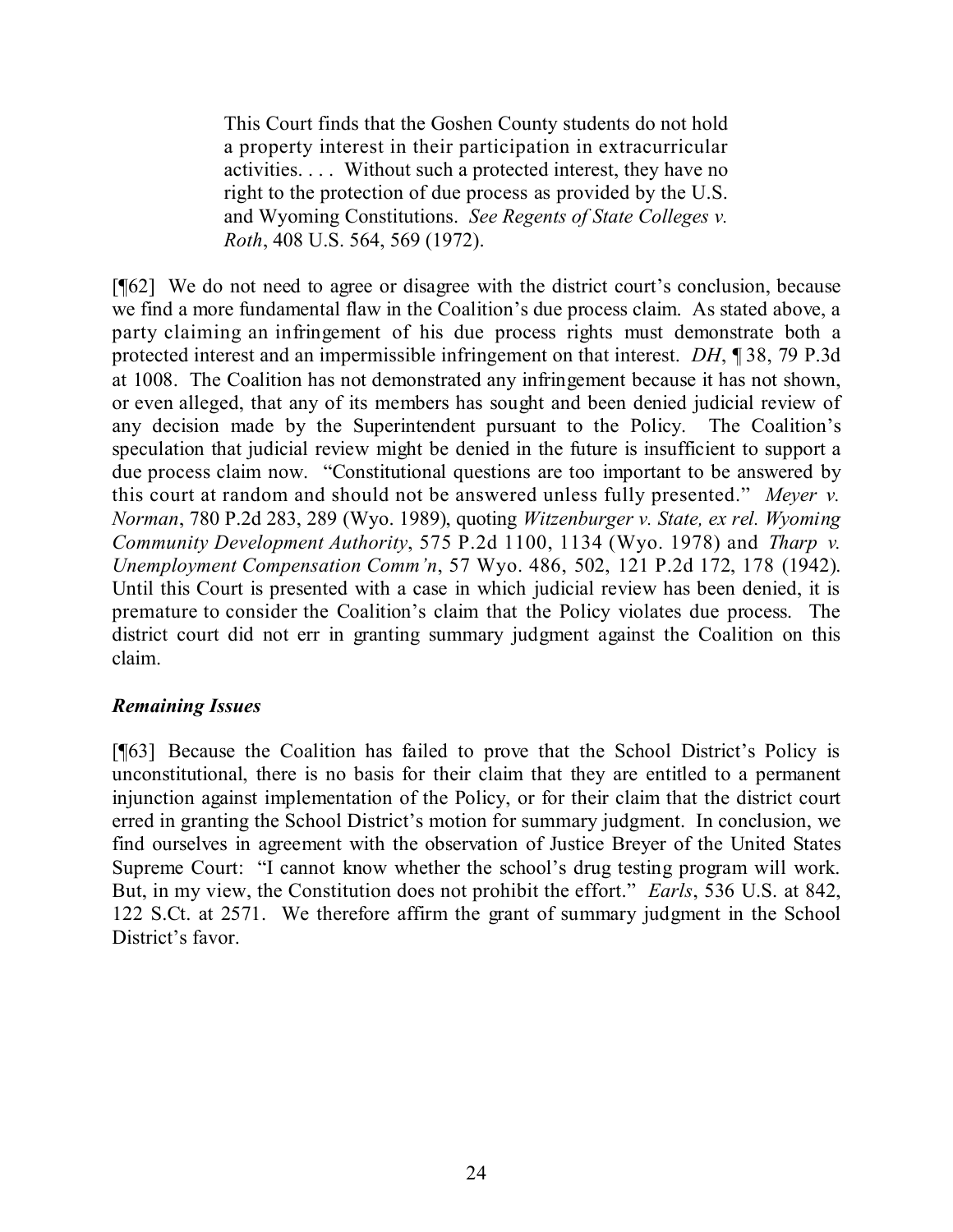> This Court finds that the Goshen County students do not hold a property interest in their participation in extracurricular activities. . . . Without such a protected interest, they have no right to the protection of due process as provided by the U.S. and Wyoming Constitutions. *See Regents of State Colleges v. Roth*, 408 U.S. 564, 569 (1972).

[¶62] We do not need to agree or disagree with the district court's conclusion, because we find a more fundamental flaw in the Coalition's due process claim. As stated above, a party claiming an infringement of his due process rights must demonstrate both a protected interest and an impermissible infringement on that interest. *DH*, ¶ 38, 79 P.3d at 1008. The Coalition has not demonstrated any infringement because it has not shown, or even alleged, that any of its members has sought and been denied judicial review of any decision made by the Superintendent pursuant to the Policy. The Coalition's speculation that judicial review might be denied in the future is insufficient to support a due process claim now. "Constitutional questions are too important to be answered by this court at random and should not be answered unless fully presented." *Meyer v. Norman*, 780 P.2d 283, 289 (Wyo. 1989), quoting *Witzenburger v. State, ex rel. Wyoming Community Development Authority*, 575 P.2d 1100, 1134 (Wyo. 1978) and *Tharp v. Unemployment Compensation Comm'n*, 57 Wyo. 486, 502, 121 P.2d 172, 178 (1942). Until this Court is presented with a case in which judicial review has been denied, it is premature to consider the Coalition's claim that the Policy violates due process. The district court did not err in granting summary judgment against the Coalition on this claim.

***Remaining Issues***

[¶63] Because the Coalition has failed to prove that the School District's Policy is unconstitutional, there is no basis for their claim that they are entitled to a permanent injunction against implementation of the Policy, or for their claim that the district court erred in granting the School District's motion for summary judgment. In conclusion, we find ourselves in agreement with the observation of Justice Breyer of the United States Supreme Court: "I cannot know whether the school's drug testing program will work. But, in my view, the Constitution does not prohibit the effort." *Earls*, 536 U.S. at 842, 122 S.Ct. at 2571. We therefore affirm the grant of summary judgment in the School District's favor.